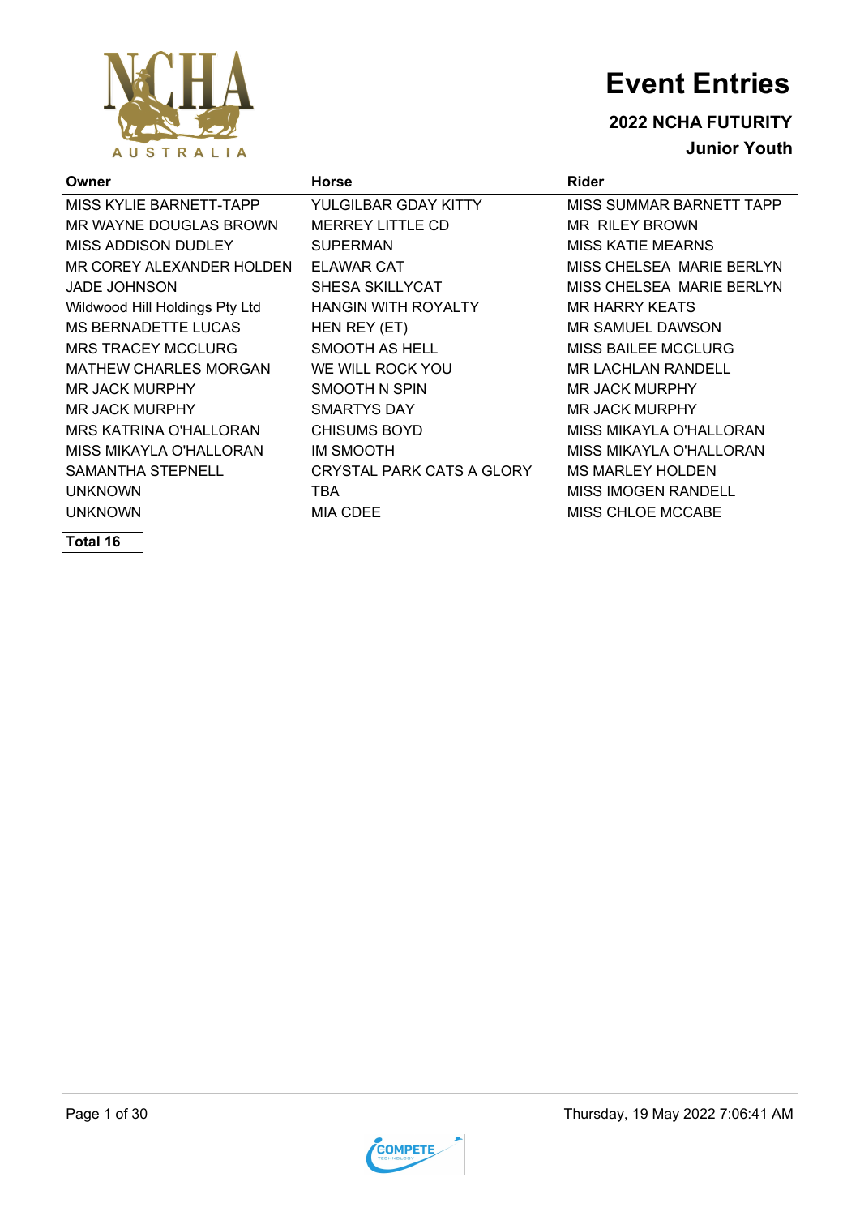# Event Entries

## 2022 NCHA FUTURITY

### Junior Youth

| Owner | Horse | Rider |
| --- | --- | --- |
| MISS KYLIE BARNETT-TAPP | YULGILBAR GDAY KITTY | MISS SUMMAR BARNETT TAPP |
| MR WAYNE DOUGLAS BROWN | MERREY LITTLE CD | MR RILEY BROWN |
| MISS ADDISON DUDLEY | SUPERMAN | MISS KATIE MEARNS |
| MR COREY ALEXANDER HOLDEN | ELAWAR CAT | MISS CHELSEA MARIE BERLYN |
| JADE JOHNSON | SHESA SKILLYCAT | MISS CHELSEA MARIE BERLYN |
| Wildwood Hill Holdings Pty Ltd | HANGIN WITH ROYALTY | MR HARRY KEATS |
| MS BERNADETTE LUCAS | HEN REY (ET) | MR SAMUEL DAWSON |
| MRS TRACEY MCCLURG | SMOOTH AS HELL | MISS BAILEE MCCLURG |
| MATHEW CHARLES MORGAN | WE WILL ROCK YOU | MR LACHLAN RANDELL |
| MR JACK MURPHY | SMOOTH N SPIN | MR JACK MURPHY |
| MR JACK MURPHY | SMARTYS DAY | MR JACK MURPHY |
| MRS KATRINA O'HALLORAN | CHISUMS BOYD | MISS MIKAYLA O'HALLORAN |
| MISS MIKAYLA O'HALLORAN | IM SMOOTH | MISS MIKAYLA O'HALLORAN |
| SAMANTHA STEPNELL | CRYSTAL PARK CATS A GLORY | MS MARLEY HOLDEN |
| UNKNOWN | TBA | MISS IMOGEN RANDELL |
| UNKNOWN | MIA CDEE | MISS CHLOE MCCABE |

**Total 16**

Thursday, 19 May 2022 7:06:41 AM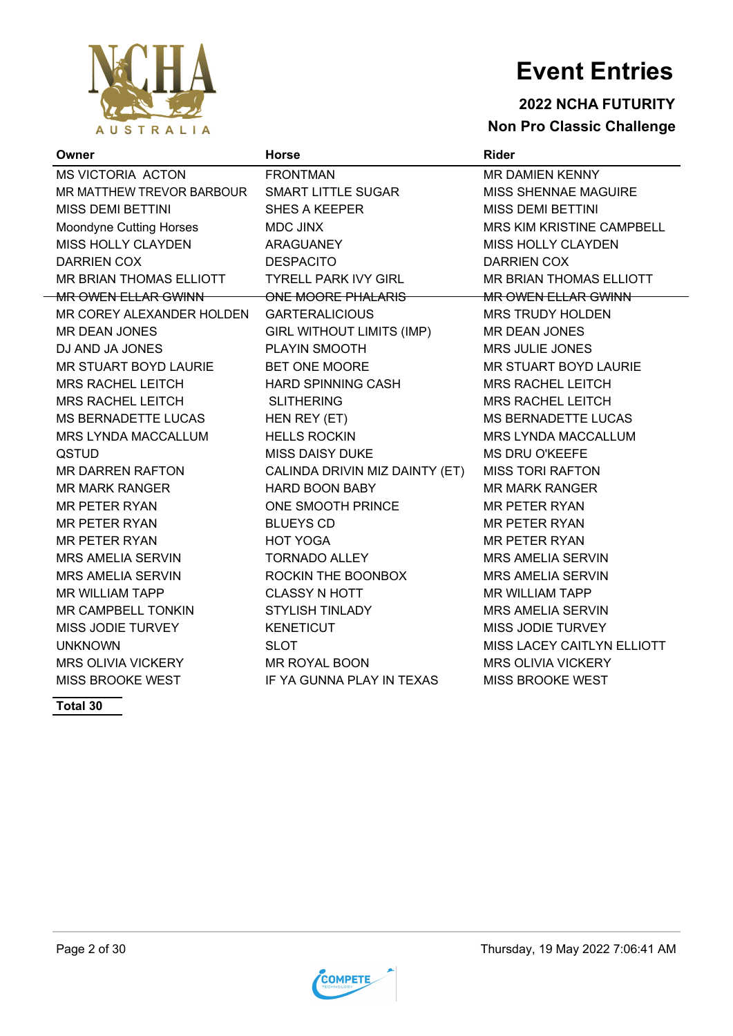# Event Entries

**2022 NCHA FUTURITY**

**Non Pro Classic Challenge**

| Owner | Horse | Rider |
|---|---|---|
| MS VICTORIA ACTON | FRONTMAN | MR DAMIEN KENNY |
| MR MATTHEW TREVOR BARBOUR | SMART LITTLE SUGAR | MISS SHENNAE MAGUIRE |
| MISS DEMI BETTINI | SHES A KEEPER | MISS DEMI BETTINI |
| Moondyne Cutting Horses | MDC JINX | MRS KIM KRISTINE CAMPBELL |
| MISS HOLLY CLAYDEN | ARAGUANEY | MISS HOLLY CLAYDEN |
| DARRIEN COX | DESPACITO | DARRIEN COX |
| MR BRIAN THOMAS ELLIOTT | TYRELL PARK IVY GIRL | MR BRIAN THOMAS ELLIOTT |
| ~~MR OWEN ELLAR GWINN~~ | ~~ONE MOORE PHALARIS~~ | ~~MR OWEN ELLAR GWINN~~ |
| MR COREY ALEXANDER HOLDEN | GARTERALICIOUS | MRS TRUDY HOLDEN |
| MR DEAN JONES | GIRL WITHOUT LIMITS (IMP) | MR DEAN JONES |
| DJ AND JA JONES | PLAYIN SMOOTH | MRS JULIE JONES |
| MR STUART BOYD LAURIE | BET ONE MOORE | MR STUART BOYD LAURIE |
| MRS RACHEL LEITCH | HARD SPINNING CASH | MRS RACHEL LEITCH |
| MRS RACHEL LEITCH | SLITHERING | MRS RACHEL LEITCH |
| MS BERNADETTE LUCAS | HEN REY (ET) | MS BERNADETTE LUCAS |
| MRS LYNDA MACCALLUM | HELLS ROCKIN | MRS LYNDA MACCALLUM |
| QSTUD | MISS DAISY DUKE | MS DRU O'KEEFE |
| MR DARREN RAFTON | CALINDA DRIVIN MIZ DAINTY (ET) | MISS TORI RAFTON |
| MR MARK RANGER | HARD BOON BABY | MR MARK RANGER |
| MR PETER RYAN | ONE SMOOTH PRINCE | MR PETER RYAN |
| MR PETER RYAN | BLUEYS CD | MR PETER RYAN |
| MR PETER RYAN | HOT YOGA | MR PETER RYAN |
| MRS AMELIA SERVIN | TORNADO ALLEY | MRS AMELIA SERVIN |
| MRS AMELIA SERVIN | ROCKIN THE BOONBOX | MRS AMELIA SERVIN |
| MR WILLIAM TAPP | CLASSY N HOTT | MR WILLIAM TAPP |
| MR CAMPBELL TONKIN | STYLISH TINLADY | MRS AMELIA SERVIN |
| MISS JODIE TURVEY | KENETICUT | MISS JODIE TURVEY |
| UNKNOWN | SLOT | MISS LACEY CAITLYN ELLIOTT |
| MRS OLIVIA VICKERY | MR ROYAL BOON | MRS OLIVIA VICKERY |
| MISS BROOKE WEST | IF YA GUNNA PLAY IN TEXAS | MISS BROOKE WEST |

**Total 30**

Thursday, 19 May 2022 7:06:41 AM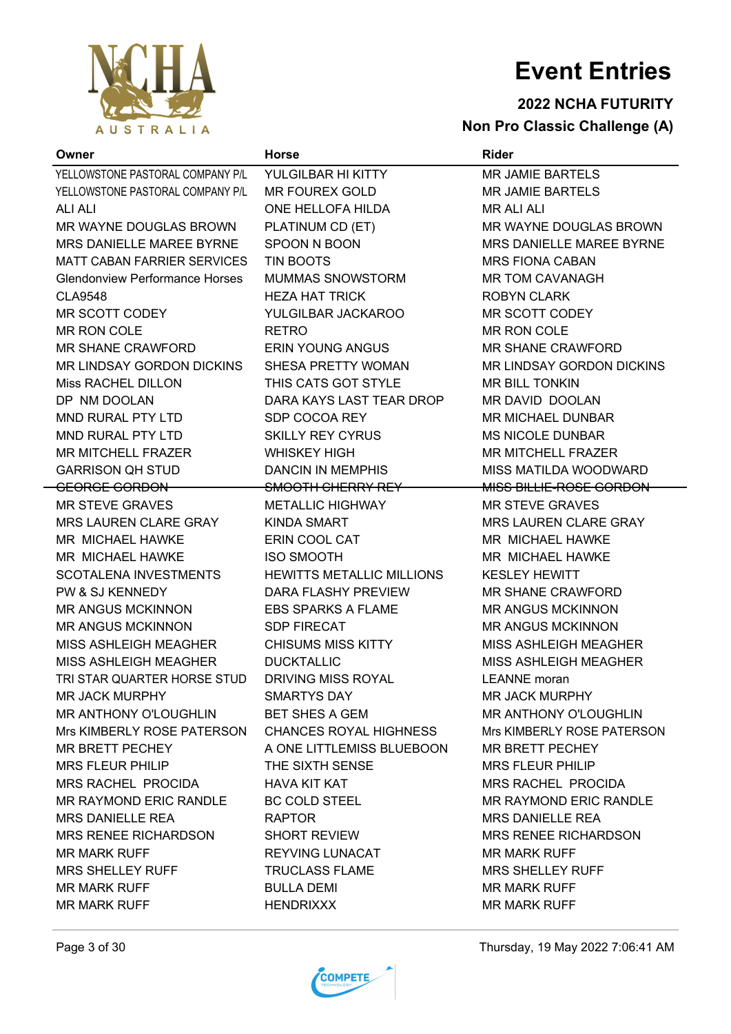# Event Entries

**2022 NCHA FUTURITY**

**Non Pro Classic Challenge (A)**

| Owner | Horse | Rider |
|---|---|---|
| YELLOWSTONE PASTORAL COMPANY P/L | YULGILBAR HI KITTY | MR JAMIE BARTELS |
| YELLOWSTONE PASTORAL COMPANY P/L | MR FOUREX GOLD | MR JAMIE BARTELS |
| ALI ALI | ONE HELLOFA HILDA | MR ALI ALI |
| MR WAYNE DOUGLAS BROWN | PLATINUM CD (ET) | MR WAYNE DOUGLAS BROWN |
| MRS DANIELLE MAREE BYRNE | SPOON N BOON | MRS DANIELLE MAREE BYRNE |
| MATT CABAN FARRIER SERVICES | TIN BOOTS | MRS FIONA CABAN |
| Glendonview Performance Horses | MUMMAS SNOWSTORM | MR TOM CAVANAGH |
| CLA9548 | HEZA HAT TRICK | ROBYN CLARK |
| MR SCOTT CODEY | YULGILBAR JACKAROO | MR SCOTT CODEY |
| MR RON COLE | RETRO | MR RON COLE |
| MR SHANE CRAWFORD | ERIN YOUNG ANGUS | MR SHANE CRAWFORD |
| MR LINDSAY GORDON DICKINS | SHESA PRETTY WOMAN | MR LINDSAY GORDON DICKINS |
| Miss RACHEL DILLON | THIS CATS GOT STYLE | MR BILL TONKIN |
| DP NM DOOLAN | DARA KAYS LAST TEAR DROP | MR DAVID DOOLAN |
| MND RURAL PTY LTD | SDP COCOA REY | MR MICHAEL DUNBAR |
| MND RURAL PTY LTD | SKILLY REY CYRUS | MS NICOLE DUNBAR |
| MR MITCHELL FRAZER | WHISKEY HIGH | MR MITCHELL FRAZER |
| GARRISON QH STUD | DANCIN IN MEMPHIS | MISS MATILDA WOODWARD |
| ~~GEORGE GORDON~~ | ~~SMOOTH CHERRY REY~~ | ~~MISS BILLIE-ROSE GORDON~~ |
| MR STEVE GRAVES | METALLIC HIGHWAY | MR STEVE GRAVES |
| MRS LAUREN CLARE GRAY | KINDA SMART | MRS LAUREN CLARE GRAY |
| MR MICHAEL HAWKE | ERIN COOL CAT | MR MICHAEL HAWKE |
| MR MICHAEL HAWKE | ISO SMOOTH | MR MICHAEL HAWKE |
| SCOTALENA INVESTMENTS | HEWITTS METALLIC MILLIONS | KESLEY HEWITT |
| PW & SJ KENNEDY | DARA FLASHY PREVIEW | MR SHANE CRAWFORD |
| MR ANGUS MCKINNON | EBS SPARKS A FLAME | MR ANGUS MCKINNON |
| MR ANGUS MCKINNON | SDP FIRECAT | MR ANGUS MCKINNON |
| MISS ASHLEIGH MEAGHER | CHISUMS MISS KITTY | MISS ASHLEIGH MEAGHER |
| MISS ASHLEIGH MEAGHER | DUCKTALLIC | MISS ASHLEIGH MEAGHER |
| TRI STAR QUARTER HORSE STUD | DRIVING MISS ROYAL | LEANNE moran |
| MR JACK MURPHY | SMARTYS DAY | MR JACK MURPHY |
| MR ANTHONY O'LOUGHLIN | BET SHES A GEM | MR ANTHONY O'LOUGHLIN |
| Mrs KIMBERLY ROSE PATERSON | CHANCES ROYAL HIGHNESS | Mrs KIMBERLY ROSE PATERSON |
| MR BRETT PECHEY | A ONE LITTLEMISS BLUEBOON | MR BRETT PECHEY |
| MRS FLEUR PHILIP | THE SIXTH SENSE | MRS FLEUR PHILIP |
| MRS RACHEL PROCIDA | HAVA KIT KAT | MRS RACHEL PROCIDA |
| MR RAYMOND ERIC RANDLE | BC COLD STEEL | MR RAYMOND ERIC RANDLE |
| MRS DANIELLE REA | RAPTOR | MRS DANIELLE REA |
| MRS RENEE RICHARDSON | SHORT REVIEW | MRS RENEE RICHARDSON |
| MR MARK RUFF | REYVING LUNACAT | MR MARK RUFF |
| MRS SHELLEY RUFF | TRUCLASS FLAME | MRS SHELLEY RUFF |
| MR MARK RUFF | BULLA DEMI | MR MARK RUFF |
| MR MARK RUFF | HENDRIXXX | MR MARK RUFF |

Thursday, 19 May 2022 7:06:41 AM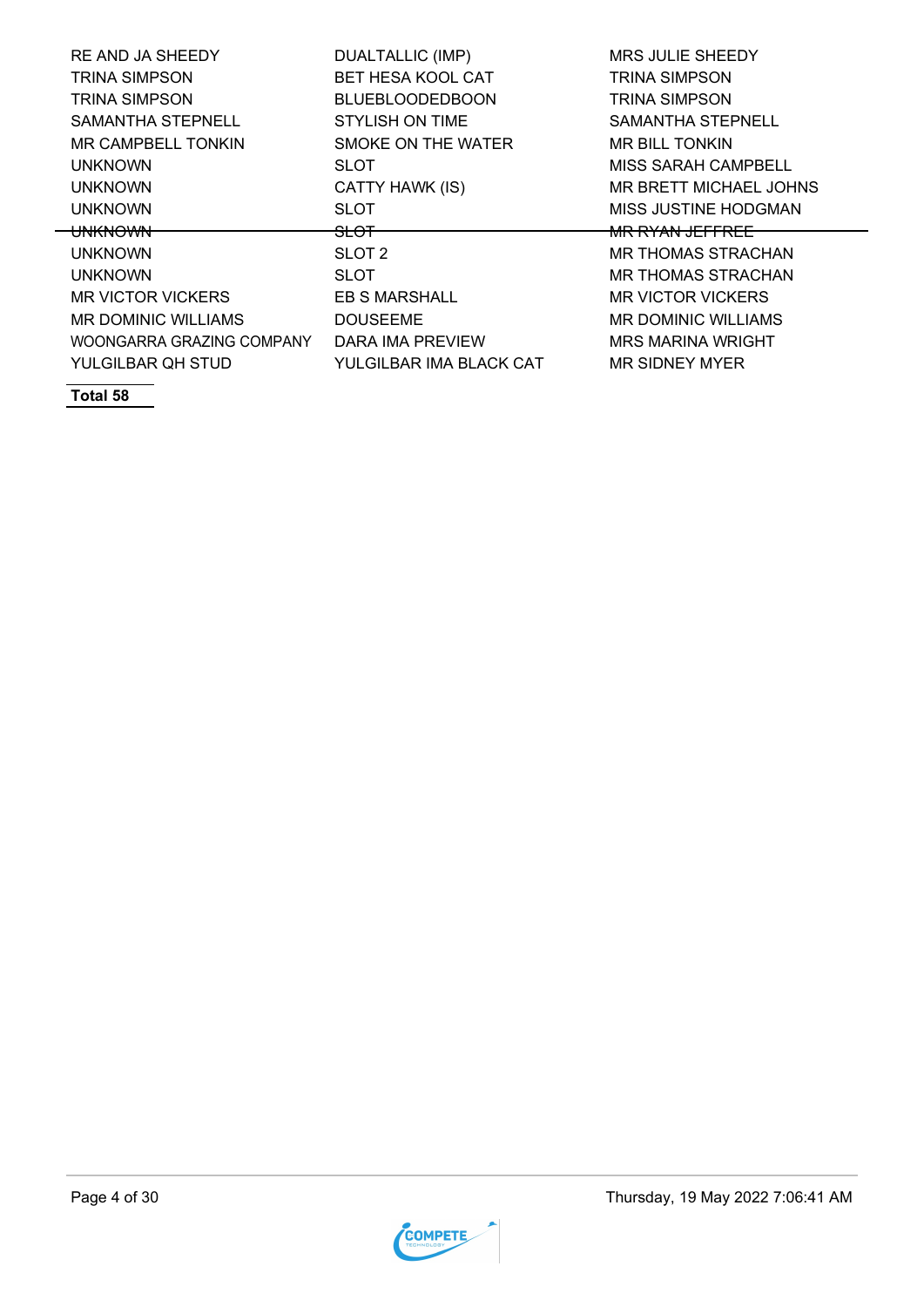| | | |
|---|---|---|
| RE AND JA SHEEDY | DUALTALLIC (IMP) | MRS JULIE SHEEDY |
| TRINA SIMPSON | BET HESA KOOL CAT | TRINA SIMPSON |
| TRINA SIMPSON | BLUEBLOODEDBOON | TRINA SIMPSON |
| SAMANTHA STEPNELL | STYLISH ON TIME | SAMANTHA STEPNELL |
| MR CAMPBELL TONKIN | SMOKE ON THE WATER | MR BILL TONKIN |
| UNKNOWN | SLOT | MISS SARAH CAMPBELL |
| UNKNOWN | CATTY HAWK (IS) | MR BRETT MICHAEL JOHNS |
| UNKNOWN | SLOT | MISS JUSTINE HODGMAN |
| ~~UNKNOWN~~ | ~~SLOT~~ | ~~MR RYAN JEFFREE~~ |
| UNKNOWN | SLOT 2 | MR THOMAS STRACHAN |
| UNKNOWN | SLOT | MR THOMAS STRACHAN |
| MR VICTOR VICKERS | EB S MARSHALL | MR VICTOR VICKERS |
| MR DOMINIC WILLIAMS | DOUSEEME | MR DOMINIC WILLIAMS |
| WOONGARRA GRAZING COMPANY | DARA IMA PREVIEW | MRS MARINA WRIGHT |
| YULGILBAR QH STUD | YULGILBAR IMA BLACK CAT | MR SIDNEY MYER |

**Total 58**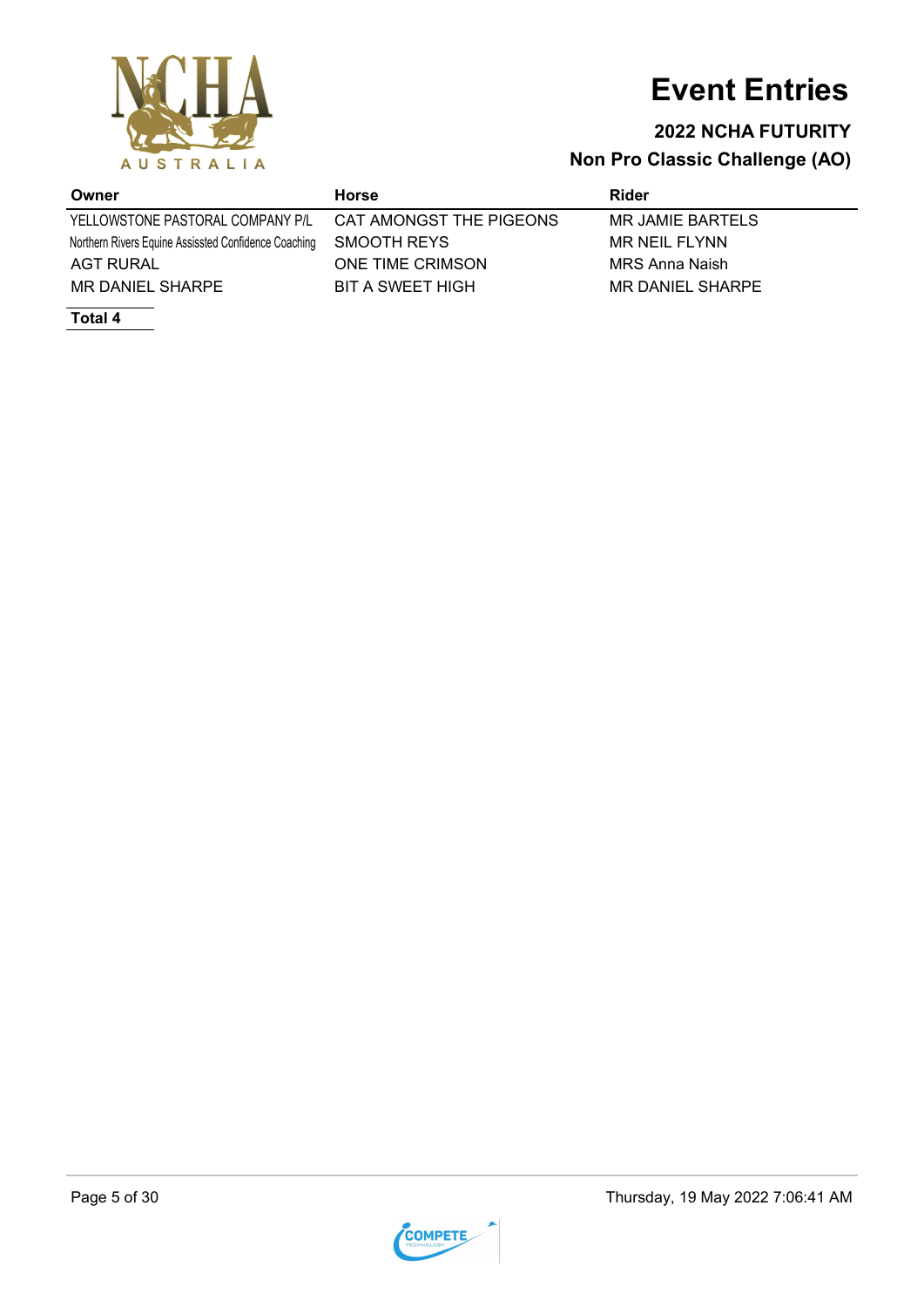# Event Entries

## 2022 NCHA FUTURITY

## Non Pro Classic Challenge (AO)

| Owner | Horse | Rider |
|---|---|---|
| YELLOWSTONE PASTORAL COMPANY P/L | CAT AMONGST THE PIGEONS | MR JAMIE BARTELS |
| Northern Rivers Equine Assissted Confidence Coaching | SMOOTH REYS | MR NEIL FLYNN |
| AGT RURAL | ONE TIME CRIMSON | MRS Anna Naish |
| MR DANIEL SHARPE | BIT A SWEET HIGH | MR DANIEL SHARPE |

**Total 4**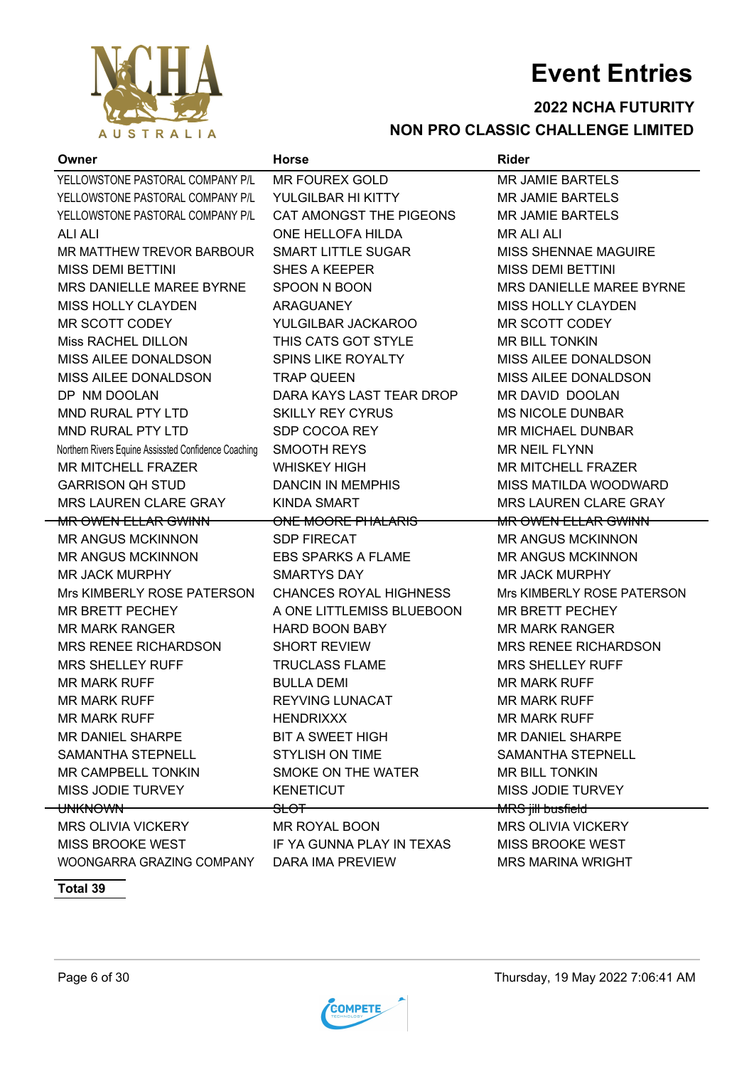# Event Entries

## 2022 NCHA FUTURITY

## NON PRO CLASSIC CHALLENGE LIMITED

| Owner | Horse | Rider |
|---|---|---|
| YELLOWSTONE PASTORAL COMPANY P/L | MR FOUREX GOLD | MR JAMIE BARTELS |
| YELLOWSTONE PASTORAL COMPANY P/L | YULGILBAR HI KITTY | MR JAMIE BARTELS |
| YELLOWSTONE PASTORAL COMPANY P/L | CAT AMONGST THE PIGEONS | MR JAMIE BARTELS |
| ALI ALI | ONE HELLOFA HILDA | MR ALI ALI |
| MR MATTHEW TREVOR BARBOUR | SMART LITTLE SUGAR | MISS SHENNAE MAGUIRE |
| MISS DEMI BETTINI | SHES A KEEPER | MISS DEMI BETTINI |
| MRS DANIELLE MAREE BYRNE | SPOON N BOON | MRS DANIELLE MAREE BYRNE |
| MISS HOLLY CLAYDEN | ARAGUANEY | MISS HOLLY CLAYDEN |
| MR SCOTT CODEY | YULGILBAR JACKAROO | MR SCOTT CODEY |
| Miss RACHEL DILLON | THIS CATS GOT STYLE | MR BILL TONKIN |
| MISS AILEE DONALDSON | SPINS LIKE ROYALTY | MISS AILEE DONALDSON |
| MISS AILEE DONALDSON | TRAP QUEEN | MISS AILEE DONALDSON |
| DP NM DOOLAN | DARA KAYS LAST TEAR DROP | MR DAVID DOOLAN |
| MND RURAL PTY LTD | SKILLY REY CYRUS | MS NICOLE DUNBAR |
| MND RURAL PTY LTD | SDP COCOA REY | MR MICHAEL DUNBAR |
| Northern Rivers Equine Assissted Confidence Coaching | SMOOTH REYS | MR NEIL FLYNN |
| MR MITCHELL FRAZER | WHISKEY HIGH | MR MITCHELL FRAZER |
| GARRISON QH STUD | DANCIN IN MEMPHIS | MISS MATILDA WOODWARD |
| MRS LAUREN CLARE GRAY | KINDA SMART | MRS LAUREN CLARE GRAY |
| ~~MR OWEN ELLAR GWINN~~ | ~~ONE MOORE PHALARIS~~ | ~~MR OWEN ELLAR GWINN~~ |
| MR ANGUS MCKINNON | SDP FIRECAT | MR ANGUS MCKINNON |
| MR ANGUS MCKINNON | EBS SPARKS A FLAME | MR ANGUS MCKINNON |
| MR JACK MURPHY | SMARTYS DAY | MR JACK MURPHY |
| Mrs KIMBERLY ROSE PATERSON | CHANCES ROYAL HIGHNESS | Mrs KIMBERLY ROSE PATERSON |
| MR BRETT PECHEY | A ONE LITTLEMISS BLUEBOON | MR BRETT PECHEY |
| MR MARK RANGER | HARD BOON BABY | MR MARK RANGER |
| MRS RENEE RICHARDSON | SHORT REVIEW | MRS RENEE RICHARDSON |
| MRS SHELLEY RUFF | TRUCLASS FLAME | MRS SHELLEY RUFF |
| MR MARK RUFF | BULLA DEMI | MR MARK RUFF |
| MR MARK RUFF | REYVING LUNACAT | MR MARK RUFF |
| MR MARK RUFF | HENDRIXXX | MR MARK RUFF |
| MR DANIEL SHARPE | BIT A SWEET HIGH | MR DANIEL SHARPE |
| SAMANTHA STEPNELL | STYLISH ON TIME | SAMANTHA STEPNELL |
| MR CAMPBELL TONKIN | SMOKE ON THE WATER | MR BILL TONKIN |
| MISS JODIE TURVEY | KENETICUT | MISS JODIE TURVEY |
| ~~UNKNOWN~~ | ~~SLOT~~ | ~~MRS jill busfield~~ |
| MRS OLIVIA VICKERY | MR ROYAL BOON | MRS OLIVIA VICKERY |
| MISS BROOKE WEST | IF YA GUNNA PLAY IN TEXAS | MISS BROOKE WEST |
| WOONGARRA GRAZING COMPANY | DARA IMA PREVIEW | MRS MARINA WRIGHT |

**Total 39**

Thursday, 19 May 2022 7:06:41 AM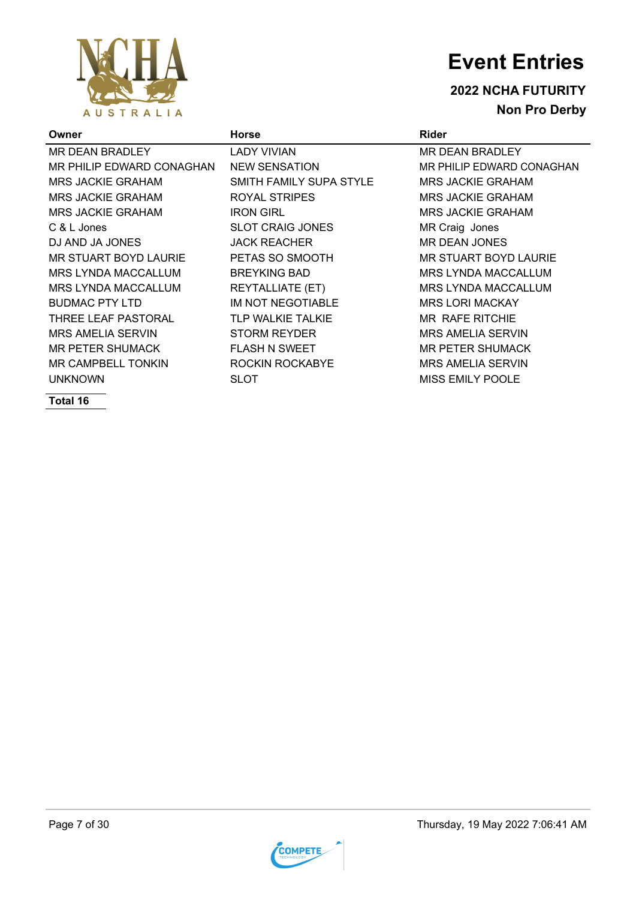# Event Entries

**2022 NCHA FUTURITY**

**Non Pro Derby**

| Owner | Horse | Rider |
|---|---|---|
| MR DEAN BRADLEY | LADY VIVIAN | MR DEAN BRADLEY |
| MR PHILIP EDWARD CONAGHAN | NEW SENSATION | MR PHILIP EDWARD CONAGHAN |
| MRS JACKIE GRAHAM | SMITH FAMILY SUPA STYLE | MRS JACKIE GRAHAM |
| MRS JACKIE GRAHAM | ROYAL STRIPES | MRS JACKIE GRAHAM |
| MRS JACKIE GRAHAM | IRON GIRL | MRS JACKIE GRAHAM |
| C & L Jones | SLOT CRAIG JONES | MR Craig Jones |
| DJ AND JA JONES | JACK REACHER | MR DEAN JONES |
| MR STUART BOYD LAURIE | PETAS SO SMOOTH | MR STUART BOYD LAURIE |
| MRS LYNDA MACCALLUM | BREYKING BAD | MRS LYNDA MACCALLUM |
| MRS LYNDA MACCALLUM | REYTALLIATE (ET) | MRS LYNDA MACCALLUM |
| BUDMAC PTY LTD | IM NOT NEGOTIABLE | MRS LORI MACKAY |
| THREE LEAF PASTORAL | TLP WALKIE TALKIE | MR RAFE RITCHIE |
| MRS AMELIA SERVIN | STORM REYDER | MRS AMELIA SERVIN |
| MR PETER SHUMACK | FLASH N SWEET | MR PETER SHUMACK |
| MR CAMPBELL TONKIN | ROCKIN ROCKABYE | MRS AMELIA SERVIN |
| UNKNOWN | SLOT | MISS EMILY POOLE |

**Total 16**

Thursday, 19 May 2022 7:06:41 AM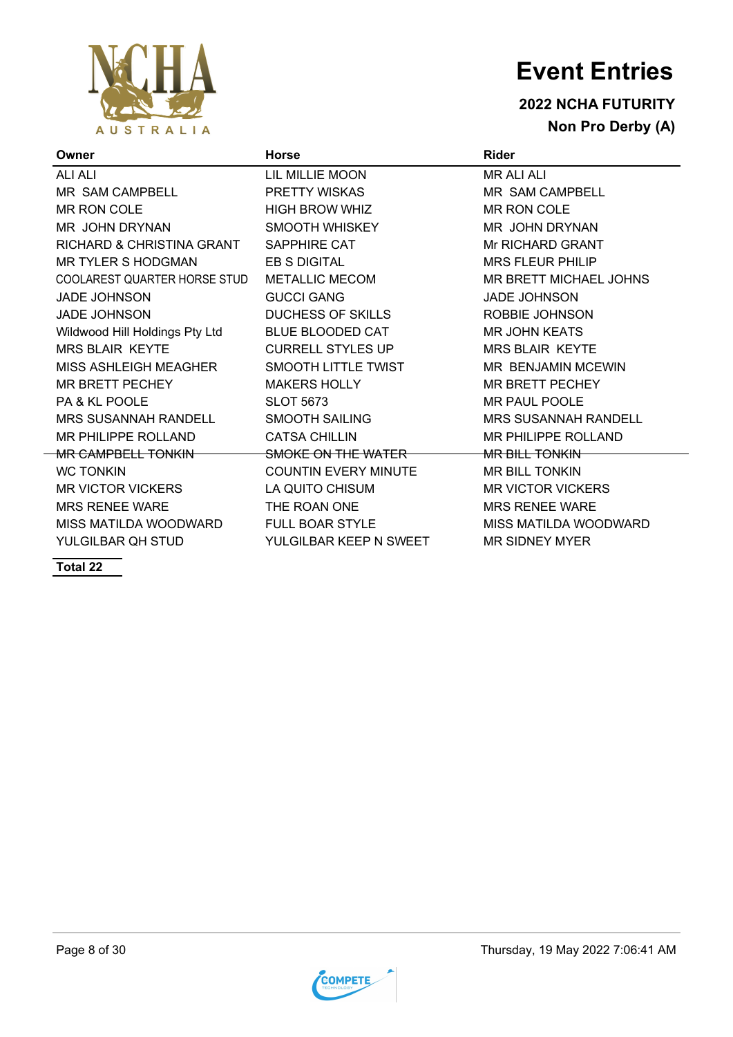# Event Entries

### 2022 NCHA FUTURITY

### Non Pro Derby (A)

| Owner | Horse | Rider |
|---|---|---|
| ALI ALI | LIL MILLIE MOON | MR ALI ALI |
| MR  SAM CAMPBELL | PRETTY WISKAS | MR  SAM CAMPBELL |
| MR RON COLE | HIGH BROW WHIZ | MR RON COLE |
| MR  JOHN DRYNAN | SMOOTH WHISKEY | MR  JOHN DRYNAN |
| RICHARD & CHRISTINA GRANT | SAPPHIRE CAT | Mr RICHARD GRANT |
| MR TYLER S HODGMAN | EB S DIGITAL | MRS FLEUR PHILIP |
| COOLAREST QUARTER HORSE STUD | METALLIC MECOM | MR BRETT MICHAEL JOHNS |
| JADE JOHNSON | GUCCI GANG | JADE JOHNSON |
| JADE JOHNSON | DUCHESS OF SKILLS | ROBBIE JOHNSON |
| Wildwood Hill Holdings Pty Ltd | BLUE BLOODED CAT | MR JOHN KEATS |
| MRS BLAIR  KEYTE | CURRELL STYLES UP | MRS BLAIR  KEYTE |
| MISS ASHLEIGH MEAGHER | SMOOTH LITTLE TWIST | MR  BENJAMIN MCEWIN |
| MR BRETT PECHEY | MAKERS HOLLY | MR BRETT PECHEY |
| PA & KL POOLE | SLOT 5673 | MR PAUL POOLE |
| MRS SUSANNAH RANDELL | SMOOTH SAILING | MRS SUSANNAH RANDELL |
| MR PHILIPPE ROLLAND | CATSA CHILLIN | MR PHILIPPE ROLLAND |
| ~~MR CAMPBELL TONKIN~~ | ~~SMOKE ON THE WATER~~ | ~~MR BILL TONKIN~~ |
| WC TONKIN | COUNTIN EVERY MINUTE | MR BILL TONKIN |
| MR VICTOR VICKERS | LA QUITO CHISUM | MR VICTOR VICKERS |
| MRS RENEE WARE | THE ROAN ONE | MRS RENEE WARE |
| MISS MATILDA WOODWARD | FULL BOAR STYLE | MISS MATILDA WOODWARD |
| YULGILBAR QH STUD | YULGILBAR KEEP N SWEET | MR SIDNEY MYER |

**Total 22**

Thursday, 19 May 2022 7:06:41 AM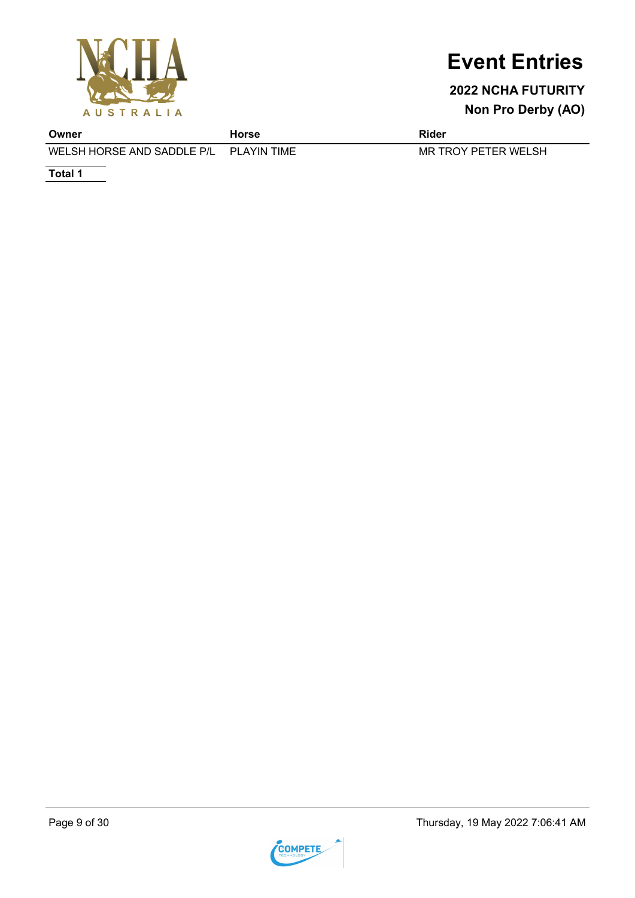# Event Entries

**2022 NCHA FUTURITY**

**Non Pro Derby (AO)**

| Owner | Horse | Rider |
| --- | --- | --- |
| WELSH HORSE AND SADDLE P/L | PLAYIN TIME | MR TROY PETER WELSH |

**Total 1**

Thursday, 19 May 2022 7:06:41 AM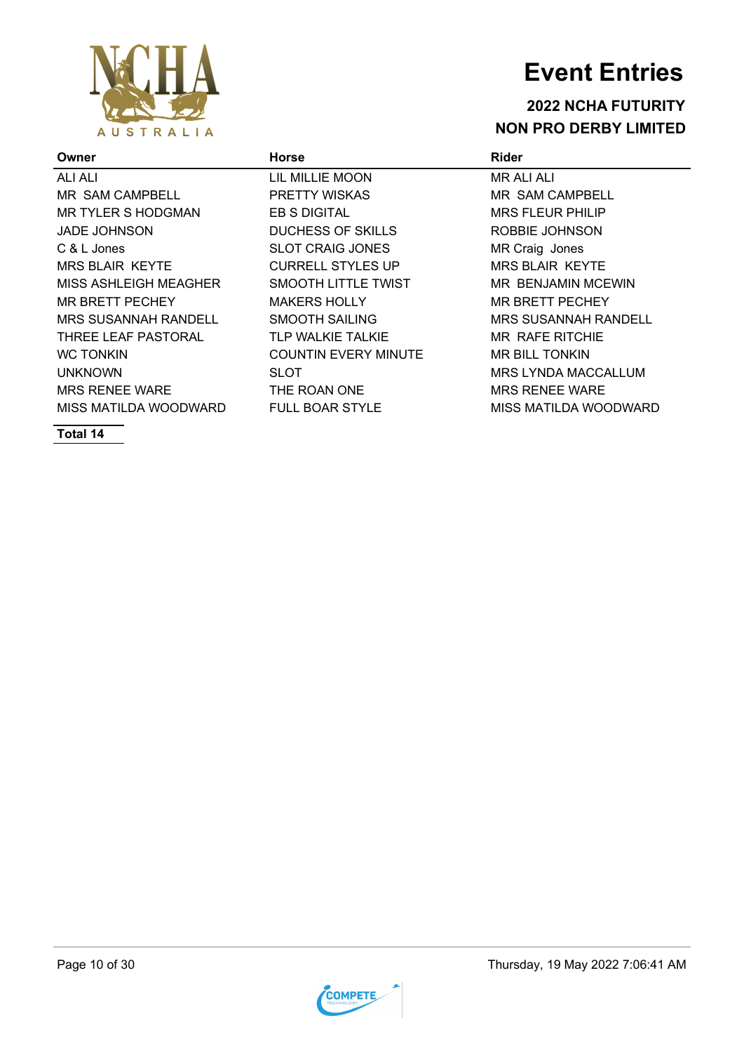# Event Entries

## 2022 NCHA FUTURITY

## NON PRO DERBY LIMITED

| Owner | Horse | Rider |
|---|---|---|
| ALI ALI | LIL MILLIE MOON | MR ALI ALI |
| MR SAM CAMPBELL | PRETTY WISKAS | MR SAM CAMPBELL |
| MR TYLER S HODGMAN | EB S DIGITAL | MRS FLEUR PHILIP |
| JADE JOHNSON | DUCHESS OF SKILLS | ROBBIE JOHNSON |
| C & L Jones | SLOT CRAIG JONES | MR Craig Jones |
| MRS BLAIR KEYTE | CURRELL STYLES UP | MRS BLAIR KEYTE |
| MISS ASHLEIGH MEAGHER | SMOOTH LITTLE TWIST | MR BENJAMIN MCEWIN |
| MR BRETT PECHEY | MAKERS HOLLY | MR BRETT PECHEY |
| MRS SUSANNAH RANDELL | SMOOTH SAILING | MRS SUSANNAH RANDELL |
| THREE LEAF PASTORAL | TLP WALKIE TALKIE | MR RAFE RITCHIE |
| WC TONKIN | COUNTIN EVERY MINUTE | MR BILL TONKIN |
| UNKNOWN | SLOT | MRS LYNDA MACCALLUM |
| MRS RENEE WARE | THE ROAN ONE | MRS RENEE WARE |
| MISS MATILDA WOODWARD | FULL BOAR STYLE | MISS MATILDA WOODWARD |

**Total 14**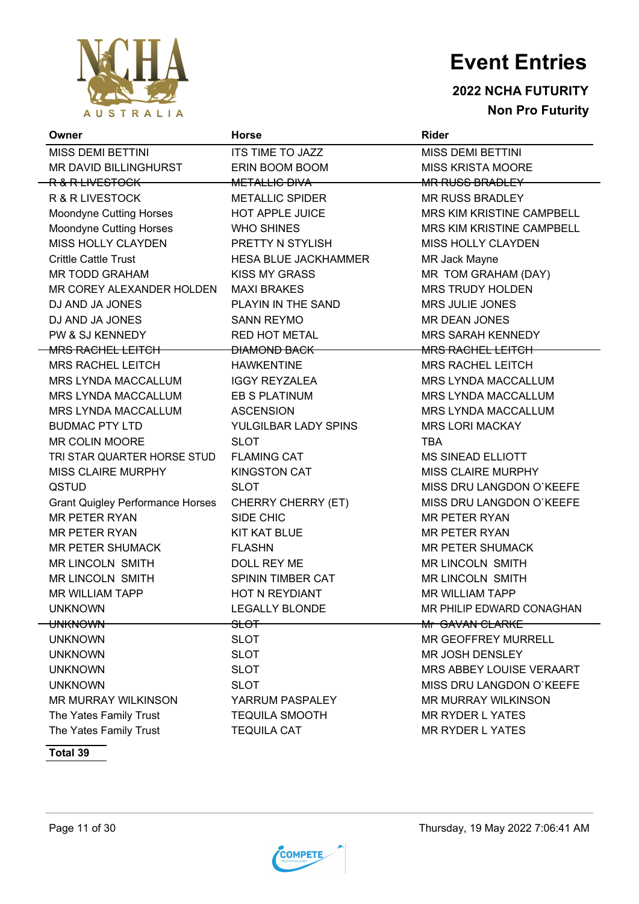# Event Entries

**2022 NCHA FUTURITY**

**Non Pro Futurity**

| Owner | Horse | Rider |
|---|---|---|
| MISS DEMI BETTINI | ITS TIME TO JAZZ | MISS DEMI BETTINI |
| MR DAVID BILLINGHURST | ERIN BOOM BOOM | MISS KRISTA MOORE |
| ~~R & R LIVESTOCK~~ | ~~METALLIC DIVA~~ | ~~MR RUSS BRADLEY~~ |
| R & R LIVESTOCK | METALLIC SPIDER | MR RUSS BRADLEY |
| Moondyne Cutting Horses | HOT APPLE JUICE | MRS KIM KRISTINE CAMPBELL |
| Moondyne Cutting Horses | WHO SHINES | MRS KIM KRISTINE CAMPBELL |
| MISS HOLLY CLAYDEN | PRETTY N STYLISH | MISS HOLLY CLAYDEN |
| Crittle Cattle Trust | HESA BLUE JACKHAMMER | MR Jack Mayne |
| MR TODD GRAHAM | KISS MY GRASS | MR TOM GRAHAM (DAY) |
| MR COREY ALEXANDER HOLDEN | MAXI BRAKES | MRS TRUDY HOLDEN |
| DJ AND JA JONES | PLAYIN IN THE SAND | MRS JULIE JONES |
| DJ AND JA JONES | SANN REYMO | MR DEAN JONES |
| PW & SJ KENNEDY | RED HOT METAL | MRS SARAH KENNEDY |
| ~~MRS RACHEL LEITCH~~ | ~~DIAMOND BACK~~ | ~~MRS RACHEL LEITCH~~ |
| MRS RACHEL LEITCH | HAWKENTINE | MRS RACHEL LEITCH |
| MRS LYNDA MACCALLUM | IGGY REYZALEA | MRS LYNDA MACCALLUM |
| MRS LYNDA MACCALLUM | EB S PLATINUM | MRS LYNDA MACCALLUM |
| MRS LYNDA MACCALLUM | ASCENSION | MRS LYNDA MACCALLUM |
| BUDMAC PTY LTD | YULGILBAR LADY SPINS | MRS LORI MACKAY |
| MR COLIN MOORE | SLOT | TBA |
| TRI STAR QUARTER HORSE STUD | FLAMING CAT | MS SINEAD ELLIOTT |
| MISS CLAIRE MURPHY | KINGSTON CAT | MISS CLAIRE MURPHY |
| QSTUD | SLOT | MISS DRU LANGDON O`KEEFE |
| Grant Quigley Performance Horses | CHERRY CHERRY (ET) | MISS DRU LANGDON O`KEEFE |
| MR PETER RYAN | SIDE CHIC | MR PETER RYAN |
| MR PETER RYAN | KIT KAT BLUE | MR PETER RYAN |
| MR PETER SHUMACK | FLASHN | MR PETER SHUMACK |
| MR LINCOLN SMITH | DOLL REY ME | MR LINCOLN SMITH |
| MR LINCOLN SMITH | SPININ TIMBER CAT | MR LINCOLN SMITH |
| MR WILLIAM TAPP | HOT N REYDIANT | MR WILLIAM TAPP |
| UNKNOWN | LEGALLY BLONDE | MR PHILIP EDWARD CONAGHAN |
| ~~UNKNOWN~~ | ~~SLOT~~ | ~~Mr GAVAN CLARKE~~ |
| UNKNOWN | SLOT | MR GEOFFREY MURRELL |
| UNKNOWN | SLOT | MR JOSH DENSLEY |
| UNKNOWN | SLOT | MRS ABBEY LOUISE VERAART |
| UNKNOWN | SLOT | MISS DRU LANGDON O`KEEFE |
| MR MURRAY WILKINSON | YARRUM PASPALEY | MR MURRAY WILKINSON |
| The Yates Family Trust | TEQUILA SMOOTH | MR RYDER L YATES |
| The Yates Family Trust | TEQUILA CAT | MR RYDER L YATES |

**Total 39**

Thursday, 19 May 2022 7:06:41 AM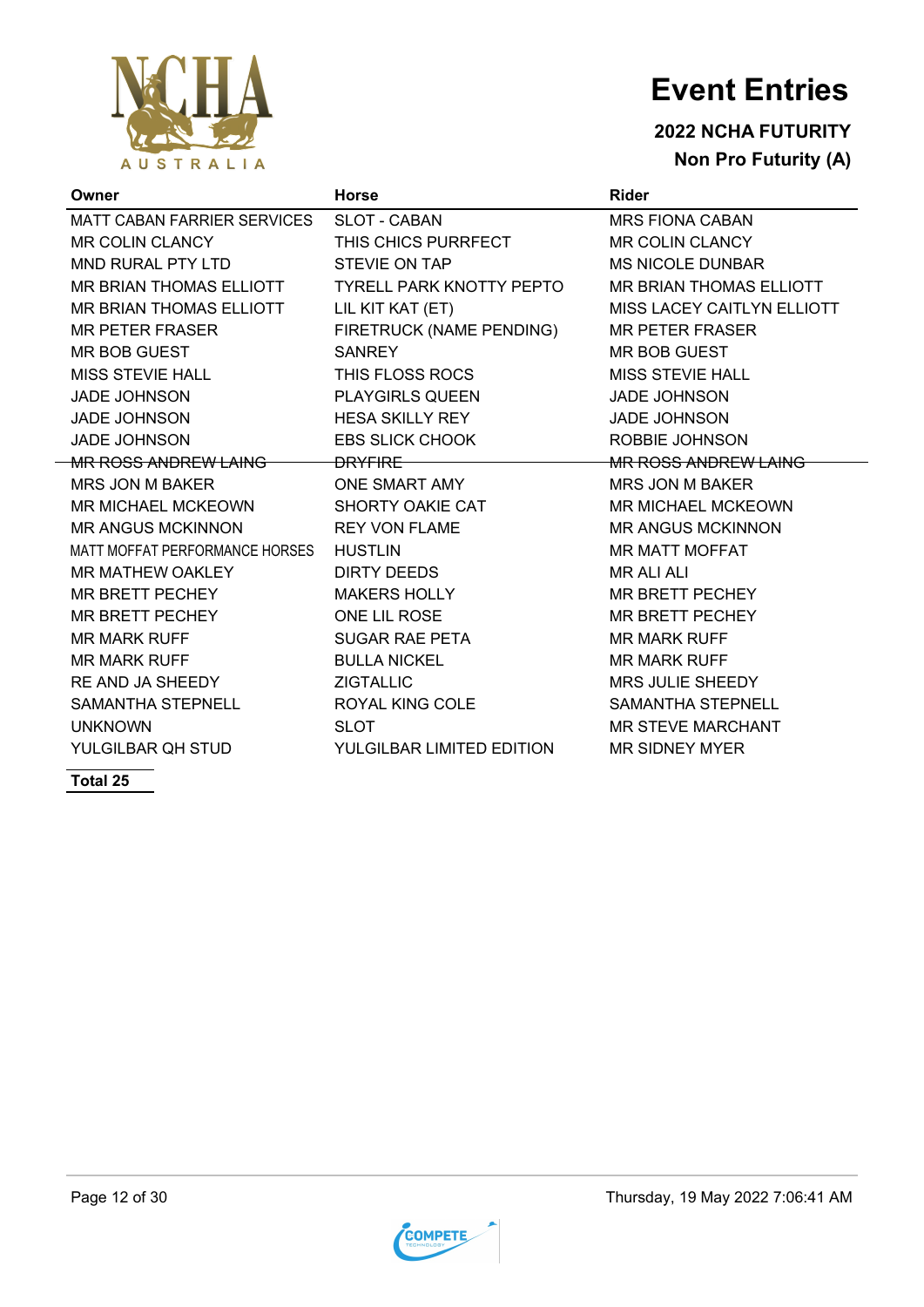# Event Entries

**2022 NCHA FUTURITY**

**Non Pro Futurity (A)**

| Owner | Horse | Rider |
|---|---|---|
| MATT CABAN FARRIER SERVICES | SLOT - CABAN | MRS FIONA CABAN |
| MR COLIN CLANCY | THIS CHICS PURRFECT | MR COLIN CLANCY |
| MND RURAL PTY LTD | STEVIE ON TAP | MS NICOLE DUNBAR |
| MR BRIAN THOMAS ELLIOTT | TYRELL PARK KNOTTY PEPTO | MR BRIAN THOMAS ELLIOTT |
| MR BRIAN THOMAS ELLIOTT | LIL KIT KAT (ET) | MISS LACEY CAITLYN ELLIOTT |
| MR PETER FRASER | FIRETRUCK (NAME PENDING) | MR PETER FRASER |
| MR BOB GUEST | SANREY | MR BOB GUEST |
| MISS STEVIE HALL | THIS FLOSS ROCS | MISS STEVIE HALL |
| JADE JOHNSON | PLAYGIRLS QUEEN | JADE JOHNSON |
| JADE JOHNSON | HESA SKILLY REY | JADE JOHNSON |
| JADE JOHNSON | EBS SLICK CHOOK | ROBBIE JOHNSON |
| ~~MR ROSS ANDREW LAING~~ | ~~DRYFIRE~~ | ~~MR ROSS ANDREW LAING~~ |
| MRS JON M BAKER | ONE SMART AMY | MRS JON M BAKER |
| MR MICHAEL MCKEOWN | SHORTY OAKIE CAT | MR MICHAEL MCKEOWN |
| MR ANGUS MCKINNON | REY VON FLAME | MR ANGUS MCKINNON |
| MATT MOFFAT PERFORMANCE HORSES | HUSTLIN | MR MATT MOFFAT |
| MR MATHEW OAKLEY | DIRTY DEEDS | MR ALI ALI |
| MR BRETT PECHEY | MAKERS HOLLY | MR BRETT PECHEY |
| MR BRETT PECHEY | ONE LIL ROSE | MR BRETT PECHEY |
| MR MARK RUFF | SUGAR RAE PETA | MR MARK RUFF |
| MR MARK RUFF | BULLA NICKEL | MR MARK RUFF |
| RE AND JA SHEEDY | ZIGTALLIC | MRS JULIE SHEEDY |
| SAMANTHA STEPNELL | ROYAL KING COLE | SAMANTHA STEPNELL |
| UNKNOWN | SLOT | MR STEVE MARCHANT |
| YULGILBAR QH STUD | YULGILBAR LIMITED EDITION | MR SIDNEY MYER |

**Total 25**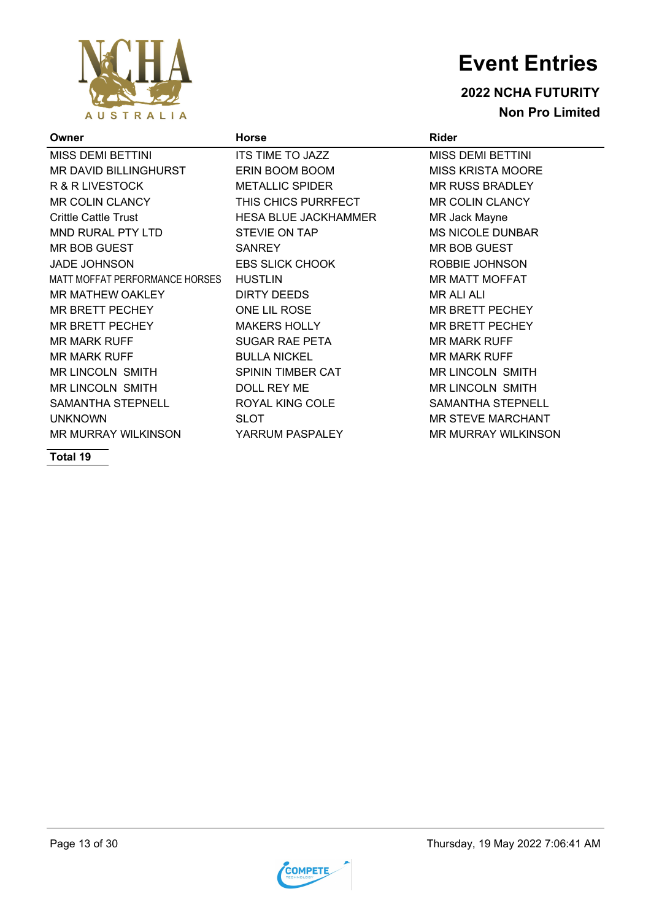# Event Entries

## 2022 NCHA FUTURITY

### Non Pro Limited

| Owner | Horse | Rider |
|---|---|---|
| MISS DEMI BETTINI | ITS TIME TO JAZZ | MISS DEMI BETTINI |
| MR DAVID BILLINGHURST | ERIN BOOM BOOM | MISS KRISTA MOORE |
| R & R LIVESTOCK | METALLIC SPIDER | MR RUSS BRADLEY |
| MR COLIN CLANCY | THIS CHICS PURRFECT | MR COLIN CLANCY |
| Crittle Cattle Trust | HESA BLUE JACKHAMMER | MR Jack Mayne |
| MND RURAL PTY LTD | STEVIE ON TAP | MS NICOLE DUNBAR |
| MR BOB GUEST | SANREY | MR BOB GUEST |
| JADE JOHNSON | EBS SLICK CHOOK | ROBBIE JOHNSON |
| MATT MOFFAT PERFORMANCE HORSES | HUSTLIN | MR MATT MOFFAT |
| MR MATHEW OAKLEY | DIRTY DEEDS | MR ALI ALI |
| MR BRETT PECHEY | ONE LIL ROSE | MR BRETT PECHEY |
| MR BRETT PECHEY | MAKERS HOLLY | MR BRETT PECHEY |
| MR MARK RUFF | SUGAR RAE PETA | MR MARK RUFF |
| MR MARK RUFF | BULLA NICKEL | MR MARK RUFF |
| MR LINCOLN SMITH | SPININ TIMBER CAT | MR LINCOLN SMITH |
| MR LINCOLN SMITH | DOLL REY ME | MR LINCOLN SMITH |
| SAMANTHA STEPNELL | ROYAL KING COLE | SAMANTHA STEPNELL |
| UNKNOWN | SLOT | MR STEVE MARCHANT |
| MR MURRAY WILKINSON | YARRUM PASPALEY | MR MURRAY WILKINSON |

**Total 19**

Thursday, 19 May 2022 7:06:41 AM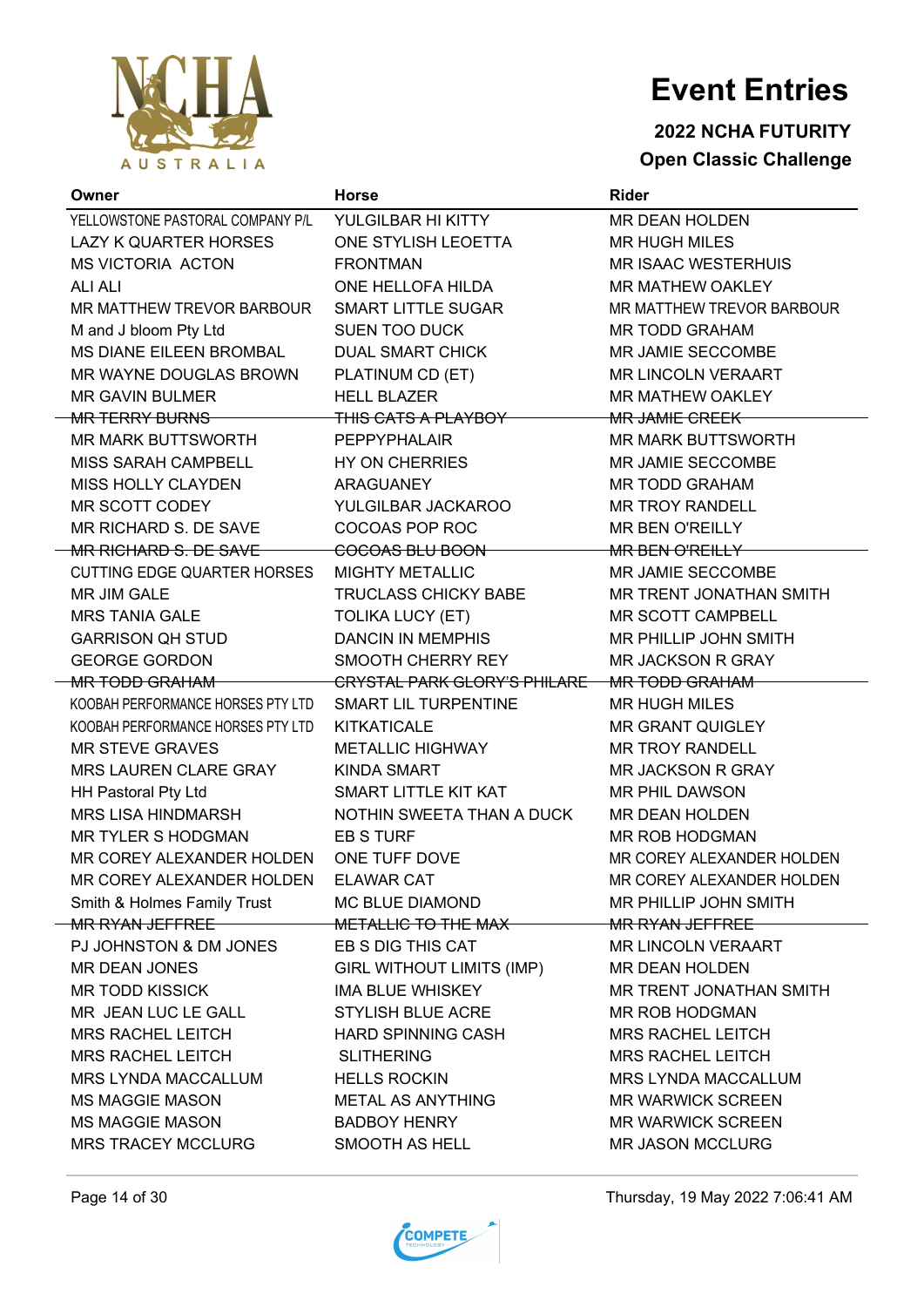# Event Entries

**2022 NCHA FUTURITY**

**Open Classic Challenge**

| Owner | Horse | Rider |
|---|---|---|
| YELLOWSTONE PASTORAL COMPANY P/L | YULGILBAR HI KITTY | MR DEAN HOLDEN |
| LAZY K QUARTER HORSES | ONE STYLISH LEOETTA | MR HUGH MILES |
| MS VICTORIA ACTON | FRONTMAN | MR ISAAC WESTERHUIS |
| ALI ALI | ONE HELLOFA HILDA | MR MATHEW OAKLEY |
| MR MATTHEW TREVOR BARBOUR | SMART LITTLE SUGAR | MR MATTHEW TREVOR BARBOUR |
| M and J bloom Pty Ltd | SUEN TOO DUCK | MR TODD GRAHAM |
| MS DIANE EILEEN BROMBAL | DUAL SMART CHICK | MR JAMIE SECCOMBE |
| MR WAYNE DOUGLAS BROWN | PLATINUM CD (ET) | MR LINCOLN VERAART |
| MR GAVIN BULMER | HELL BLAZER | MR MATHEW OAKLEY |
| ~~MR TERRY BURNS~~ | ~~THIS CATS A PLAYBOY~~ | ~~MR JAMIE CREEK~~ |
| MR MARK BUTTSWORTH | PEPPYPHALAIR | MR MARK BUTTSWORTH |
| MISS SARAH CAMPBELL | HY ON CHERRIES | MR JAMIE SECCOMBE |
| MISS HOLLY CLAYDEN | ARAGUANEY | MR TODD GRAHAM |
| MR SCOTT CODEY | YULGILBAR JACKAROO | MR TROY RANDELL |
| MR RICHARD S. DE SAVE | COCOAS POP ROC | MR BEN O'REILLY |
| ~~MR RICHARD S. DE SAVE~~ | ~~COCOAS BLU BOON~~ | ~~MR BEN O'REILLY~~ |
| CUTTING EDGE QUARTER HORSES | MIGHTY METALLIC | MR JAMIE SECCOMBE |
| MR JIM GALE | TRUCLASS CHICKY BABE | MR TRENT JONATHAN SMITH |
| MRS TANIA GALE | TOLIKA LUCY (ET) | MR SCOTT CAMPBELL |
| GARRISON QH STUD | DANCIN IN MEMPHIS | MR PHILLIP JOHN SMITH |
| GEORGE GORDON | SMOOTH CHERRY REY | MR JACKSON R GRAY |
| ~~MR TODD GRAHAM~~ | ~~CRYSTAL PARK GLORY'S PHILARE~~ | ~~MR TODD GRAHAM~~ |
| KOOBAH PERFORMANCE HORSES PTY LTD | SMART LIL TURPENTINE | MR HUGH MILES |
| KOOBAH PERFORMANCE HORSES PTY LTD | KITKATICALE | MR GRANT QUIGLEY |
| MR STEVE GRAVES | METALLIC HIGHWAY | MR TROY RANDELL |
| MRS LAUREN CLARE GRAY | KINDA SMART | MR JACKSON R GRAY |
| HH Pastoral Pty Ltd | SMART LITTLE KIT KAT | MR PHIL DAWSON |
| MRS LISA HINDMARSH | NOTHIN SWEETA THAN A DUCK | MR DEAN HOLDEN |
| MR TYLER S HODGMAN | EB S TURF | MR ROB HODGMAN |
| MR COREY ALEXANDER HOLDEN | ONE TUFF DOVE | MR COREY ALEXANDER HOLDEN |
| MR COREY ALEXANDER HOLDEN | ELAWAR CAT | MR COREY ALEXANDER HOLDEN |
| Smith & Holmes Family Trust | MC BLUE DIAMOND | MR PHILLIP JOHN SMITH |
| ~~MR RYAN JEFFREE~~ | ~~METALLIC TO THE MAX~~ | ~~MR RYAN JEFFREE~~ |
| PJ JOHNSTON & DM JONES | EB S DIG THIS CAT | MR LINCOLN VERAART |
| MR DEAN JONES | GIRL WITHOUT LIMITS (IMP) | MR DEAN HOLDEN |
| MR TODD KISSICK | IMA BLUE WHISKEY | MR TRENT JONATHAN SMITH |
| MR JEAN LUC LE GALL | STYLISH BLUE ACRE | MR ROB HODGMAN |
| MRS RACHEL LEITCH | HARD SPINNING CASH | MRS RACHEL LEITCH |
| MRS RACHEL LEITCH | SLITHERING | MRS RACHEL LEITCH |
| MRS LYNDA MACCALLUM | HELLS ROCKIN | MRS LYNDA MACCALLUM |
| MS MAGGIE MASON | METAL AS ANYTHING | MR WARWICK SCREEN |
| MS MAGGIE MASON | BADBOY HENRY | MR WARWICK SCREEN |
| MRS TRACEY MCCLURG | SMOOTH AS HELL | MR JASON MCCLURG |

Thursday, 19 May 2022 7:06:41 AM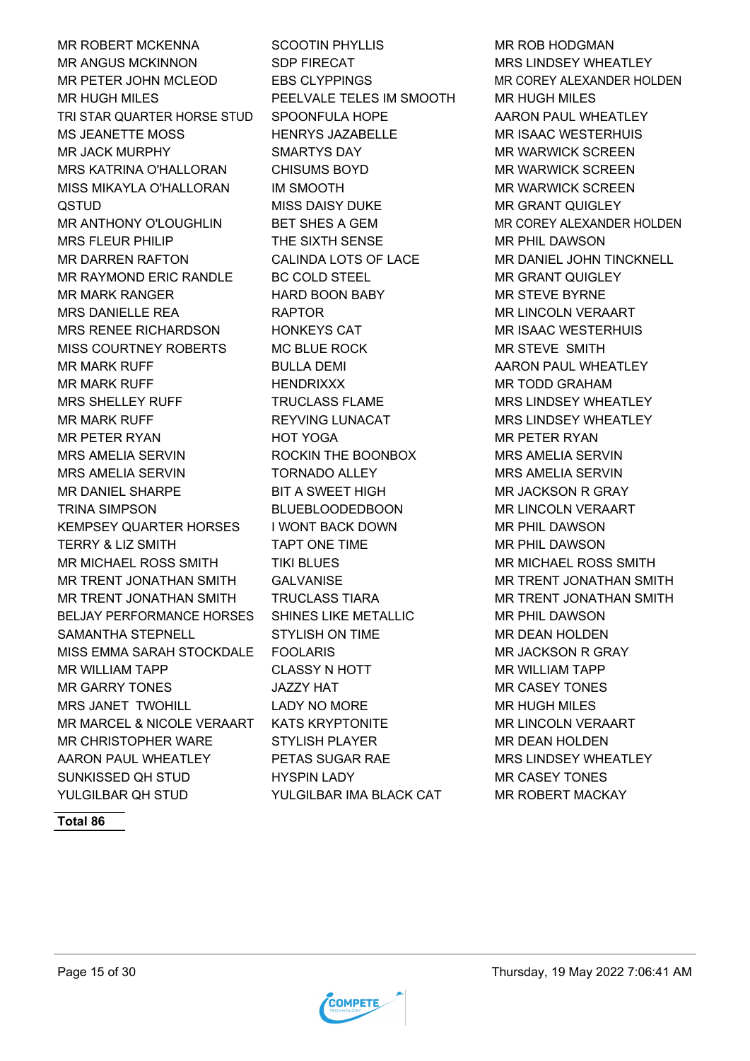| | | |
|---|---|---|
| MR ROBERT MCKENNA | SCOOTIN PHYLLIS | MR ROB HODGMAN |
| MR ANGUS MCKINNON | SDP FIRECAT | MRS LINDSEY WHEATLEY |
| MR PETER JOHN MCLEOD | EBS CLYPPINGS | MR COREY ALEXANDER HOLDEN |
| MR HUGH MILES | PEELVALE TELES IM SMOOTH | MR HUGH MILES |
| TRI STAR QUARTER HORSE STUD | SPOONFULA HOPE | AARON PAUL WHEATLEY |
| MS JEANETTE MOSS | HENRYS JAZABELLE | MR ISAAC WESTERHUIS |
| MR JACK MURPHY | SMARTYS DAY | MR WARWICK SCREEN |
| MRS KATRINA O'HALLORAN | CHISUMS BOYD | MR WARWICK SCREEN |
| MISS MIKAYLA O'HALLORAN | IM SMOOTH | MR WARWICK SCREEN |
| QSTUD | MISS DAISY DUKE | MR GRANT QUIGLEY |
| MR ANTHONY O'LOUGHLIN | BET SHES A GEM | MR COREY ALEXANDER HOLDEN |
| MRS FLEUR PHILIP | THE SIXTH SENSE | MR PHIL DAWSON |
| MR DARREN RAFTON | CALINDA LOTS OF LACE | MR DANIEL JOHN TINCKNELL |
| MR RAYMOND ERIC RANDLE | BC COLD STEEL | MR GRANT QUIGLEY |
| MR MARK RANGER | HARD BOON BABY | MR STEVE BYRNE |
| MRS DANIELLE REA | RAPTOR | MR LINCOLN VERAART |
| MRS RENEE RICHARDSON | HONKEYS CAT | MR ISAAC WESTERHUIS |
| MISS COURTNEY ROBERTS | MC BLUE ROCK | MR STEVE SMITH |
| MR MARK RUFF | BULLA DEMI | AARON PAUL WHEATLEY |
| MR MARK RUFF | HENDRIXXX | MR TODD GRAHAM |
| MRS SHELLEY RUFF | TRUCLASS FLAME | MRS LINDSEY WHEATLEY |
| MR MARK RUFF | REYVING LUNACAT | MRS LINDSEY WHEATLEY |
| MR PETER RYAN | HOT YOGA | MR PETER RYAN |
| MRS AMELIA SERVIN | ROCKIN THE BOONBOX | MRS AMELIA SERVIN |
| MRS AMELIA SERVIN | TORNADO ALLEY | MRS AMELIA SERVIN |
| MR DANIEL SHARPE | BIT A SWEET HIGH | MR JACKSON R GRAY |
| TRINA SIMPSON | BLUEBLOODEDBOON | MR LINCOLN VERAART |
| KEMPSEY QUARTER HORSES | I WONT BACK DOWN | MR PHIL DAWSON |
| TERRY & LIZ SMITH | TAPT ONE TIME | MR PHIL DAWSON |
| MR MICHAEL ROSS SMITH | TIKI BLUES | MR MICHAEL ROSS SMITH |
| MR TRENT JONATHAN SMITH | GALVANISE | MR TRENT JONATHAN SMITH |
| MR TRENT JONATHAN SMITH | TRUCLASS TIARA | MR TRENT JONATHAN SMITH |
| BELJAY PERFORMANCE HORSES | SHINES LIKE METALLIC | MR PHIL DAWSON |
| SAMANTHA STEPNELL | STYLISH ON TIME | MR DEAN HOLDEN |
| MISS EMMA SARAH STOCKDALE | FOOLARIS | MR JACKSON R GRAY |
| MR WILLIAM TAPP | CLASSY N HOTT | MR WILLIAM TAPP |
| MR GARRY TONES | JAZZY HAT | MR CASEY TONES |
| MRS JANET TWOHILL | LADY NO MORE | MR HUGH MILES |
| MR MARCEL & NICOLE VERAART | KATS KRYPTONITE | MR LINCOLN VERAART |
| MR CHRISTOPHER WARE | STYLISH PLAYER | MR DEAN HOLDEN |
| AARON PAUL WHEATLEY | PETAS SUGAR RAE | MRS LINDSEY WHEATLEY |
| SUNKISSED QH STUD | HYSPIN LADY | MR CASEY TONES |
| YULGILBAR QH STUD | YULGILBAR IMA BLACK CAT | MR ROBERT MACKAY |

**Total 86**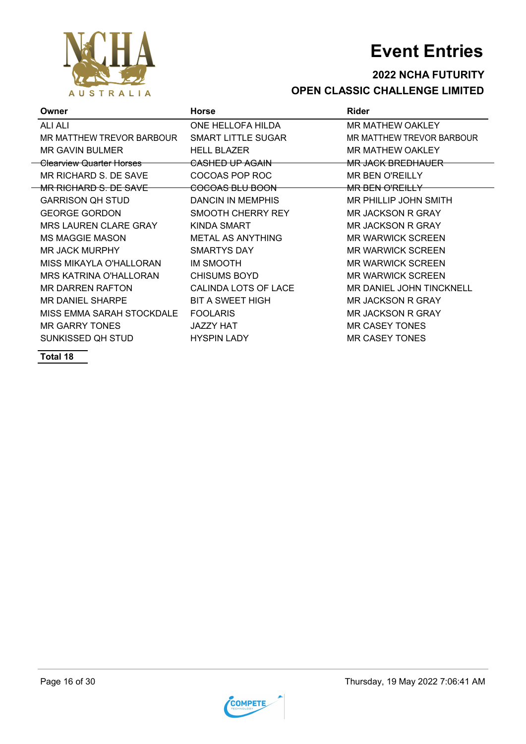# Event Entries

## 2022 NCHA FUTURITY

## OPEN CLASSIC CHALLENGE LIMITED

| Owner | Horse | Rider |
|---|---|---|
| ALI ALI | ONE HELLOFA HILDA | MR MATHEW OAKLEY |
| MR MATTHEW TREVOR BARBOUR | SMART LITTLE SUGAR | MR MATTHEW TREVOR BARBOUR |
| MR GAVIN BULMER | HELL BLAZER | MR MATHEW OAKLEY |
| ~~Clearview Quarter Horses~~ | ~~CASHED UP AGAIN~~ | ~~MR JACK BREDHAUER~~ |
| MR RICHARD S. DE SAVE | COCOAS POP ROC | MR BEN O'REILLY |
| ~~MR RICHARD S. DE SAVE~~ | ~~COCOAS BLU BOON~~ | ~~MR BEN O'REILLY~~ |
| GARRISON QH STUD | DANCIN IN MEMPHIS | MR PHILLIP JOHN SMITH |
| GEORGE GORDON | SMOOTH CHERRY REY | MR JACKSON R GRAY |
| MRS LAUREN CLARE GRAY | KINDA SMART | MR JACKSON R GRAY |
| MS MAGGIE MASON | METAL AS ANYTHING | MR WARWICK SCREEN |
| MR JACK MURPHY | SMARTYS DAY | MR WARWICK SCREEN |
| MISS MIKAYLA O'HALLORAN | IM SMOOTH | MR WARWICK SCREEN |
| MRS KATRINA O'HALLORAN | CHISUMS BOYD | MR WARWICK SCREEN |
| MR DARREN RAFTON | CALINDA LOTS OF LACE | MR DANIEL JOHN TINCKNELL |
| MR DANIEL SHARPE | BIT A SWEET HIGH | MR JACKSON R GRAY |
| MISS EMMA SARAH STOCKDALE | FOOLARIS | MR JACKSON R GRAY |
| MR GARRY TONES | JAZZY HAT | MR CASEY TONES |
| SUNKISSED QH STUD | HYSPIN LADY | MR CASEY TONES |

**Total 18**

Thursday, 19 May 2022 7:06:41 AM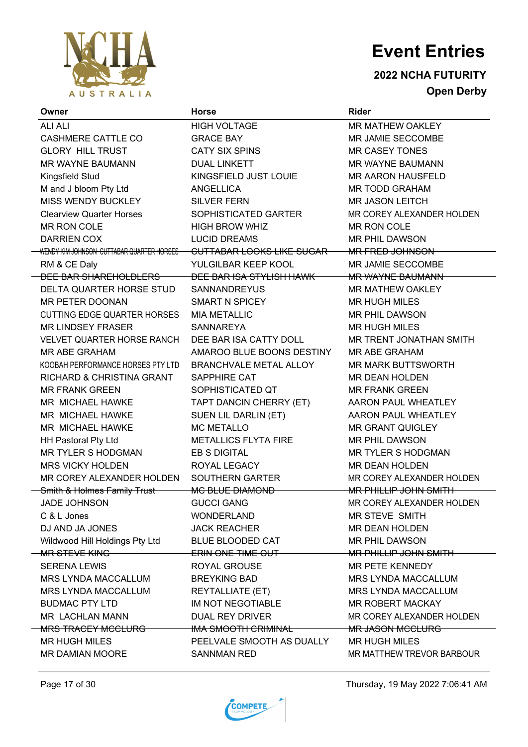# Event Entries

**2022 NCHA FUTURITY**

**Open Derby**

| Owner | Horse | Rider |
|---|---|---|
| ALI ALI | HIGH VOLTAGE | MR MATHEW OAKLEY |
| CASHMERE CATTLE CO | GRACE BAY | MR JAMIE SECCOMBE |
| GLORY HILL TRUST | CATY SIX SPINS | MR CASEY TONES |
| MR WAYNE BAUMANN | DUAL LINKETT | MR WAYNE BAUMANN |
| Kingsfield Stud | KINGSFIELD JUST LOUIE | MR AARON HAUSFELD |
| M and J bloom Pty Ltd | ANGELLICA | MR TODD GRAHAM |
| MISS WENDY BUCKLEY | SILVER FERN | MR JASON LEITCH |
| Clearview Quarter Horses | SOPHISTICATED GARTER | MR COREY ALEXANDER HOLDEN |
| MR RON COLE | HIGH BROW WHIZ | MR RON COLE |
| DARRIEN COX | LUCID DREAMS | MR PHIL DAWSON |
| ~~WENDY KIM JOHNSON CUTTABAR QUARTER HORSES~~ | ~~CUTTABAR LOOKS LIKE SUGAR~~ | ~~MR FRED JOHNSON~~ |
| RM & CE Daly | YULGILBAR KEEP KOOL | MR JAMIE SECCOMBE |
| ~~DEE BAR SHAREHOLDLERS~~ | ~~DEE BAR ISA STYLISH HAWK~~ | ~~MR WAYNE BAUMANN~~ |
| DELTA QUARTER HORSE STUD | SANNANDREYUS | MR MATHEW OAKLEY |
| MR PETER DOONAN | SMART N SPICEY | MR HUGH MILES |
| CUTTING EDGE QUARTER HORSES | MIA METALLIC | MR PHIL DAWSON |
| MR LINDSEY FRASER | SANNAREYA | MR HUGH MILES |
| VELVET QUARTER HORSE RANCH | DEE BAR ISA CATTY DOLL | MR TRENT JONATHAN SMITH |
| MR ABE GRAHAM | AMAROO BLUE BOONS DESTINY | MR ABE GRAHAM |
| KOOBAH PERFORMANCE HORSES PTY LTD | BRANCHVALE METAL ALLOY | MR MARK BUTTSWORTH |
| RICHARD & CHRISTINA GRANT | SAPPHIRE CAT | MR DEAN HOLDEN |
| MR FRANK GREEN | SOPHISTICATED QT | MR FRANK GREEN |
| MR MICHAEL HAWKE | TAPT DANCIN CHERRY (ET) | AARON PAUL WHEATLEY |
| MR MICHAEL HAWKE | SUEN LIL DARLIN (ET) | AARON PAUL WHEATLEY |
| MR MICHAEL HAWKE | MC METALLO | MR GRANT QUIGLEY |
| HH Pastoral Pty Ltd | METALLICS FLYTA FIRE | MR PHIL DAWSON |
| MR TYLER S HODGMAN | EB S DIGITAL | MR TYLER S HODGMAN |
| MRS VICKY HOLDEN | ROYAL LEGACY | MR DEAN HOLDEN |
| MR COREY ALEXANDER HOLDEN | SOUTHERN GARTER | MR COREY ALEXANDER HOLDEN |
| ~~Smith & Holmes Family Trust~~ | ~~MC BLUE DIAMOND~~ | ~~MR PHILLIP JOHN SMITH~~ |
| JADE JOHNSON | GUCCI GANG | MR COREY ALEXANDER HOLDEN |
| C & L Jones | WONDERLAND | MR STEVE SMITH |
| DJ AND JA JONES | JACK REACHER | MR DEAN HOLDEN |
| Wildwood Hill Holdings Pty Ltd | BLUE BLOODED CAT | MR PHIL DAWSON |
| ~~MR STEVE KING~~ | ~~ERIN ONE TIME OUT~~ | ~~MR PHILLIP JOHN SMITH~~ |
| SERENA LEWIS | ROYAL GROUSE | MR PETE KENNEDY |
| MRS LYNDA MACCALLUM | BREYKING BAD | MRS LYNDA MACCALLUM |
| MRS LYNDA MACCALLUM | REYTALLIATE (ET) | MRS LYNDA MACCALLUM |
| BUDMAC PTY LTD | IM NOT NEGOTIABLE | MR ROBERT MACKAY |
| MR LACHLAN MANN | DUAL REY DRIVER | MR COREY ALEXANDER HOLDEN |
| ~~MRS TRACEY MCCLURG~~ | ~~IMA SMOOTH CRIMINAL~~ | ~~MR JASON MCCLURG~~ |
| MR HUGH MILES | PEELVALE SMOOTH AS DUALLY | MR HUGH MILES |
| MR DAMIAN MOORE | SANNMAN RED | MR MATTHEW TREVOR BARBOUR |

Thursday, 19 May 2022 7:06:41 AM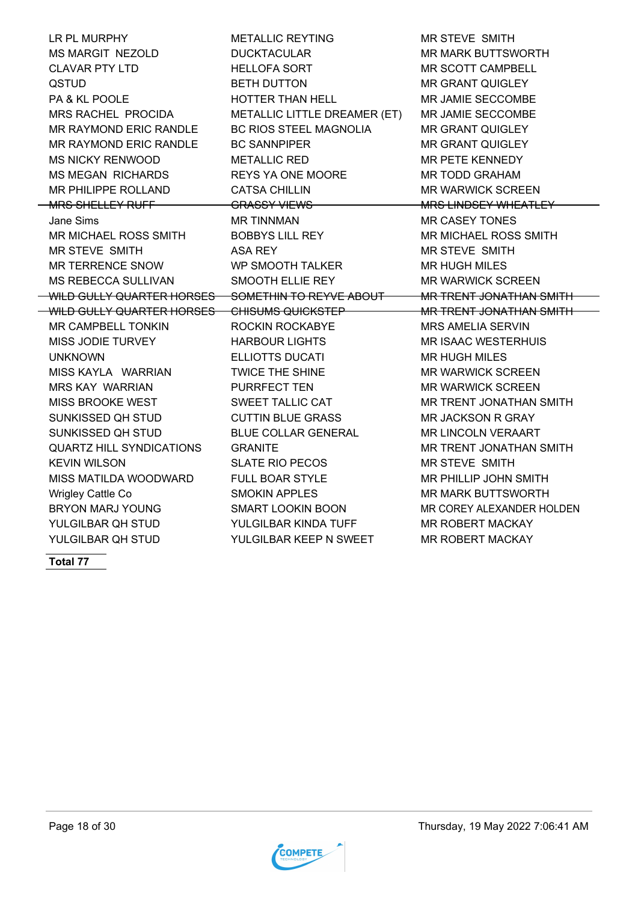| | | |
|---|---|---|
| LR PL MURPHY | METALLIC REYTING | MR STEVE SMITH |
| MS MARGIT NEZOLD | DUCKTACULAR | MR MARK BUTTSWORTH |
| CLAVAR PTY LTD | HELLOFA SORT | MR SCOTT CAMPBELL |
| QSTUD | BETH DUTTON | MR GRANT QUIGLEY |
| PA & KL POOLE | HOTTER THAN HELL | MR JAMIE SECCOMBE |
| MRS RACHEL PROCIDA | METALLIC LITTLE DREAMER (ET) | MR JAMIE SECCOMBE |
| MR RAYMOND ERIC RANDLE | BC RIOS STEEL MAGNOLIA | MR GRANT QUIGLEY |
| MR RAYMOND ERIC RANDLE | BC SANNPIPER | MR GRANT QUIGLEY |
| MS NICKY RENWOOD | METALLIC RED | MR PETE KENNEDY |
| MS MEGAN RICHARDS | REYS YA ONE MOORE | MR TODD GRAHAM |
| MR PHILIPPE ROLLAND | CATSA CHILLIN | MR WARWICK SCREEN |
| ~~MRS SHELLEY RUFF~~ | ~~GRASSY VIEWS~~ | ~~MRS LINDSEY WHEATLEY~~ |
| Jane Sims | MR TINNMAN | MR CASEY TONES |
| MR MICHAEL ROSS SMITH | BOBBYS LILL REY | MR MICHAEL ROSS SMITH |
| MR STEVE SMITH | ASA REY | MR STEVE SMITH |
| MR TERRENCE SNOW | WP SMOOTH TALKER | MR HUGH MILES |
| MS REBECCA SULLIVAN | SMOOTH ELLIE REY | MR WARWICK SCREEN |
| ~~WILD GULLY QUARTER HORSES~~ | ~~SOMETHIN TO REYVE ABOUT~~ | ~~MR TRENT JONATHAN SMITH~~ |
| ~~WILD GULLY QUARTER HORSES~~ | ~~CHISUMS QUICKSTEP~~ | ~~MR TRENT JONATHAN SMITH~~ |
| MR CAMPBELL TONKIN | ROCKIN ROCKABYE | MRS AMELIA SERVIN |
| MISS JODIE TURVEY | HARBOUR LIGHTS | MR ISAAC WESTERHUIS |
| UNKNOWN | ELLIOTTS DUCATI | MR HUGH MILES |
| MISS KAYLA WARRIAN | TWICE THE SHINE | MR WARWICK SCREEN |
| MRS KAY WARRIAN | PURRFECT TEN | MR WARWICK SCREEN |
| MISS BROOKE WEST | SWEET TALLIC CAT | MR TRENT JONATHAN SMITH |
| SUNKISSED QH STUD | CUTTIN BLUE GRASS | MR JACKSON R GRAY |
| SUNKISSED QH STUD | BLUE COLLAR GENERAL | MR LINCOLN VERAART |
| QUARTZ HILL SYNDICATIONS | GRANITE | MR TRENT JONATHAN SMITH |
| KEVIN WILSON | SLATE RIO PECOS | MR STEVE SMITH |
| MISS MATILDA WOODWARD | FULL BOAR STYLE | MR PHILLIP JOHN SMITH |
| Wrigley Cattle Co | SMOKIN APPLES | MR MARK BUTTSWORTH |
| BRYON MARJ YOUNG | SMART LOOKIN BOON | MR COREY ALEXANDER HOLDEN |
| YULGILBAR QH STUD | YULGILBAR KINDA TUFF | MR ROBERT MACKAY |
| YULGILBAR QH STUD | YULGILBAR KEEP N SWEET | MR ROBERT MACKAY |

**Total 77**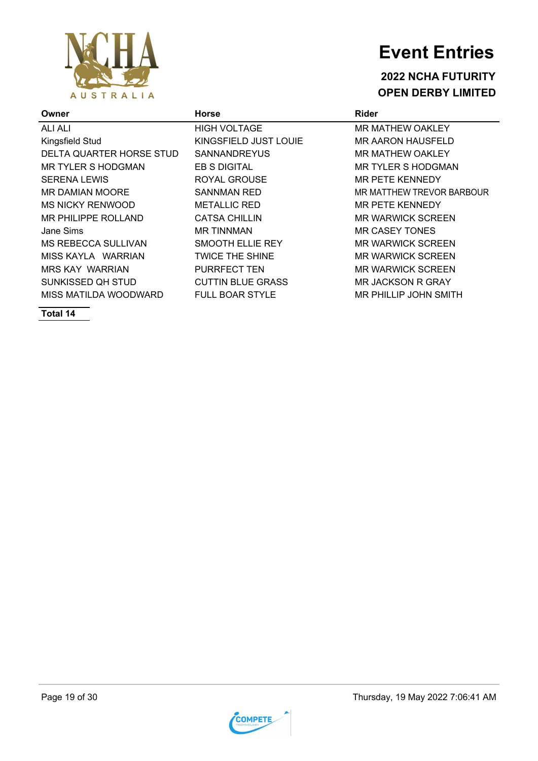# Event Entries

## 2022 NCHA FUTURITY
## OPEN DERBY LIMITED

| Owner | Horse | Rider |
|---|---|---|
| ALI ALI | HIGH VOLTAGE | MR MATHEW OAKLEY |
| Kingsfield Stud | KINGSFIELD JUST LOUIE | MR AARON HAUSFELD |
| DELTA QUARTER HORSE STUD | SANNANDREYUS | MR MATHEW OAKLEY |
| MR TYLER S HODGMAN | EB S DIGITAL | MR TYLER S HODGMAN |
| SERENA LEWIS | ROYAL GROUSE | MR PETE KENNEDY |
| MR DAMIAN MOORE | SANNMAN RED | MR MATTHEW TREVOR BARBOUR |
| MS NICKY RENWOOD | METALLIC RED | MR PETE KENNEDY |
| MR PHILIPPE ROLLAND | CATSA CHILLIN | MR WARWICK SCREEN |
| Jane Sims | MR TINNMAN | MR CASEY TONES |
| MS REBECCA SULLIVAN | SMOOTH ELLIE REY | MR WARWICK SCREEN |
| MISS KAYLA  WARRIAN | TWICE THE SHINE | MR WARWICK SCREEN |
| MRS KAY  WARRIAN | PURRFECT TEN | MR WARWICK SCREEN |
| SUNKISSED QH STUD | CUTTIN BLUE GRASS | MR JACKSON R GRAY |
| MISS MATILDA WOODWARD | FULL BOAR STYLE | MR PHILLIP JOHN SMITH |

**Total 14**

Thursday, 19 May 2022 7:06:41 AM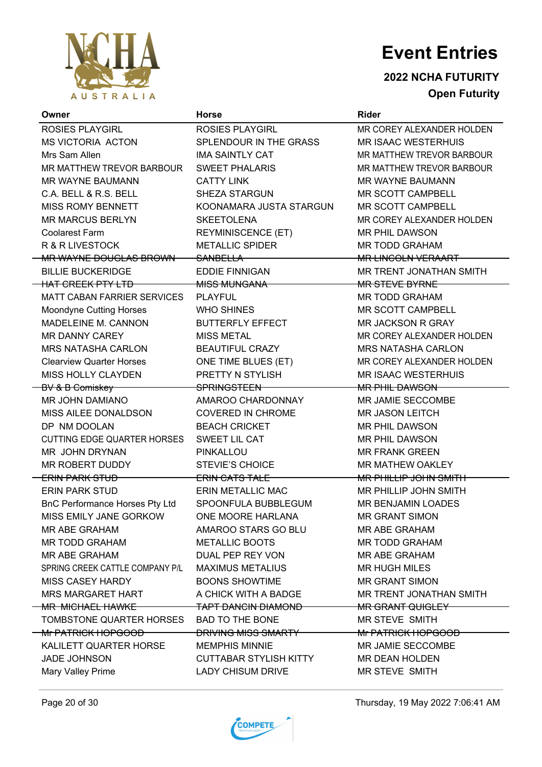# Event Entries

**2022 NCHA FUTURITY**

**Open Futurity**

| Owner | Horse | Rider |
|---|---|---|
| ROSIES PLAYGIRL | ROSIES PLAYGIRL | MR COREY ALEXANDER HOLDEN |
| MS VICTORIA ACTON | SPLENDOUR IN THE GRASS | MR ISAAC WESTERHUIS |
| Mrs Sam Allen | IMA SAINTLY CAT | MR MATTHEW TREVOR BARBOUR |
| MR MATTHEW TREVOR BARBOUR | SWEET PHALARIS | MR MATTHEW TREVOR BARBOUR |
| MR WAYNE BAUMANN | CATTY LINK | MR WAYNE BAUMANN |
| C.A. BELL & R.S. BELL | SHEZA STARGUN | MR SCOTT CAMPBELL |
| MISS ROMY BENNETT | KOONAMARA JUSTA STARGUN | MR SCOTT CAMPBELL |
| MR MARCUS BERLYN | SKEETOLENA | MR COREY ALEXANDER HOLDEN |
| Coolarest Farm | REYMINISCENCE (ET) | MR PHIL DAWSON |
| R & R LIVESTOCK | METALLIC SPIDER | MR TODD GRAHAM |
| ~~MR WAYNE DOUGLAS BROWN~~ | ~~SANBELLA~~ | ~~MR LINCOLN VERAART~~ |
| BILLIE BUCKERIDGE | EDDIE FINNIGAN | MR TRENT JONATHAN SMITH |
| ~~HAT CREEK PTY LTD~~ | ~~MISS MUNGANA~~ | ~~MR STEVE BYRNE~~ |
| MATT CABAN FARRIER SERVICES | PLAYFUL | MR TODD GRAHAM |
| Moondyne Cutting Horses | WHO SHINES | MR SCOTT CAMPBELL |
| MADELEINE M. CANNON | BUTTERFLY EFFECT | MR JACKSON R GRAY |
| MR DANNY CAREY | MISS METAL | MR COREY ALEXANDER HOLDEN |
| MRS NATASHA CARLON | BEAUTIFUL CRAZY | MRS NATASHA CARLON |
| Clearview Quarter Horses | ONE TIME BLUES (ET) | MR COREY ALEXANDER HOLDEN |
| MISS HOLLY CLAYDEN | PRETTY N STYLISH | MR ISAAC WESTERHUIS |
| ~~BV & B Comiskey~~ | ~~SPRINGSTEEN~~ | ~~MR PHIL DAWSON~~ |
| MR JOHN DAMIANO | AMAROO CHARDONNAY | MR JAMIE SECCOMBE |
| MISS AILEE DONALDSON | COVERED IN CHROME | MR JASON LEITCH |
| DP NM DOOLAN | BEACH CRICKET | MR PHIL DAWSON |
| CUTTING EDGE QUARTER HORSES | SWEET LIL CAT | MR PHIL DAWSON |
| MR JOHN DRYNAN | PINKALLOU | MR FRANK GREEN |
| MR ROBERT DUDDY | STEVIE'S CHOICE | MR MATHEW OAKLEY |
| ~~ERIN PARK STUD~~ | ~~ERIN CATS TALE~~ | ~~MR PHILLIP JOHN SMITH~~ |
| ERIN PARK STUD | ERIN METALLIC MAC | MR PHILLIP JOHN SMITH |
| BnC Performance Horses Pty Ltd | SPOONFULA BUBBLEGUM | MR BENJAMIN LOADES |
| MISS EMILY JANE GORKOW | ONE MOORE HARLANA | MR GRANT SIMON |
| MR ABE GRAHAM | AMAROO STARS GO BLU | MR ABE GRAHAM |
| MR TODD GRAHAM | METALLIC BOOTS | MR TODD GRAHAM |
| MR ABE GRAHAM | DUAL PEP REY VON | MR ABE GRAHAM |
| SPRING CREEK CATTLE COMPANY P/L | MAXIMUS METALIUS | MR HUGH MILES |
| MISS CASEY HARDY | BOONS SHOWTIME | MR GRANT SIMON |
| MRS MARGARET HART | A CHICK WITH A BADGE | MR TRENT JONATHAN SMITH |
| ~~MR MICHAEL HAWKE~~ | ~~TAPT DANCIN DIAMOND~~ | ~~MR GRANT QUIGLEY~~ |
| TOMBSTONE QUARTER HORSES | BAD TO THE BONE | MR STEVE SMITH |
| ~~Mr PATRICK HOPGOOD~~ | ~~DRIVING MISS SMARTY~~ | ~~Mr PATRICK HOPGOOD~~ |
| KALILETT QUARTER HORSE | MEMPHIS MINNIE | MR JAMIE SECCOMBE |
| JADE JOHNSON | CUTTABAR STYLISH KITTY | MR DEAN HOLDEN |
| Mary Valley Prime | LADY CHISUM DRIVE | MR STEVE SMITH |

Thursday, 19 May 2022 7:06:41 AM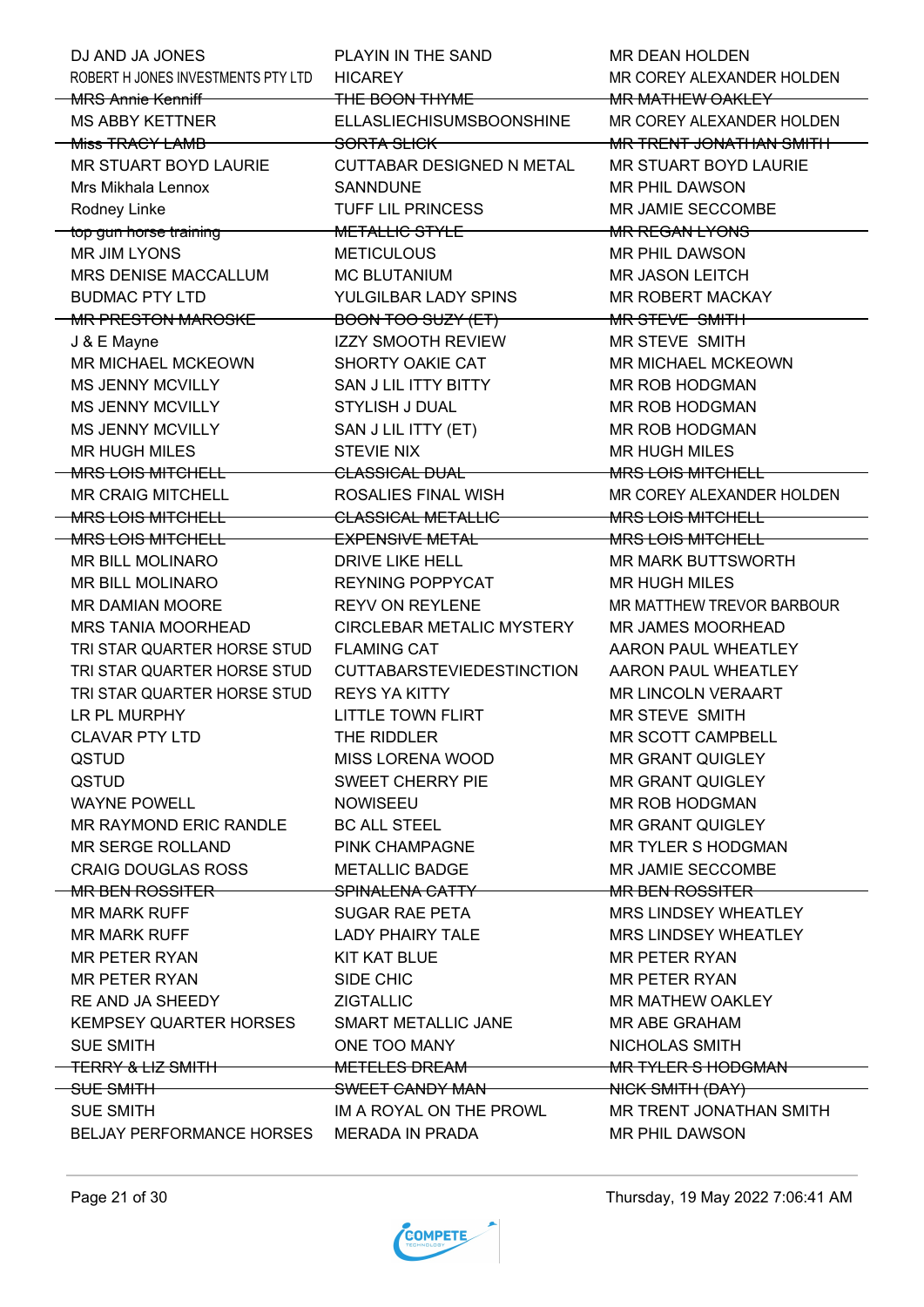| | | |
|---|---|---|
| DJ AND JA JONES | PLAYIN IN THE SAND | MR DEAN HOLDEN |
| ROBERT H JONES INVESTMENTS PTY LTD | HICAREY | MR COREY ALEXANDER HOLDEN |
| ~~MRS Annie Kenniff~~ | ~~THE BOON THYME~~ | ~~MR MATHEW OAKLEY~~ |
| MS ABBY KETTNER | ELLASLIECHISUMSBOONSHINE | MR COREY ALEXANDER HOLDEN |
| ~~Miss TRACY LAMB~~ | ~~SORTA SLICK~~ | ~~MR TRENT JONATHAN SMITH~~ |
| MR STUART BOYD LAURIE | CUTTABAR DESIGNED N METAL | MR STUART BOYD LAURIE |
| Mrs Mikhala Lennox | SANNDUNE | MR PHIL DAWSON |
| Rodney Linke | TUFF LIL PRINCESS | MR JAMIE SECCOMBE |
| ~~top gun horse training~~ | ~~METALLIC STYLE~~ | ~~MR REGAN LYONS~~ |
| MR JIM LYONS | METICULOUS | MR PHIL DAWSON |
| MRS DENISE MACCALLUM | MC BLUTANIUM | MR JASON LEITCH |
| BUDMAC PTY LTD | YULGILBAR LADY SPINS | MR ROBERT MACKAY |
| ~~MR PRESTON MAROSKE~~ | ~~BOON TOO SUZY (ET)~~ | ~~MR STEVE SMITH~~ |
| J & E Mayne | IZZY SMOOTH REVIEW | MR STEVE SMITH |
| MR MICHAEL MCKEOWN | SHORTY OAKIE CAT | MR MICHAEL MCKEOWN |
| MS JENNY MCVILLY | SAN J LIL ITTY BITTY | MR ROB HODGMAN |
| MS JENNY MCVILLY | STYLISH J DUAL | MR ROB HODGMAN |
| MS JENNY MCVILLY | SAN J LIL ITTY (ET) | MR ROB HODGMAN |
| MR HUGH MILES | STEVIE NIX | MR HUGH MILES |
| ~~MRS LOIS MITCHELL~~ | ~~CLASSICAL DUAL~~ | ~~MRS LOIS MITCHELL~~ |
| MR CRAIG MITCHELL | ROSALIES FINAL WISH | MR COREY ALEXANDER HOLDEN |
| ~~MRS LOIS MITCHELL~~ | ~~CLASSICAL METALLIC~~ | ~~MRS LOIS MITCHELL~~ |
| ~~MRS LOIS MITCHELL~~ | ~~EXPENSIVE METAL~~ | ~~MRS LOIS MITCHELL~~ |
| MR BILL MOLINARO | DRIVE LIKE HELL | MR MARK BUTTSWORTH |
| MR BILL MOLINARO | REYNING POPPYCAT | MR HUGH MILES |
| MR DAMIAN MOORE | REYV ON REYLENE | MR MATTHEW TREVOR BARBOUR |
| MRS TANIA MOORHEAD | CIRCLEBAR METALIC MYSTERY | MR JAMES MOORHEAD |
| TRI STAR QUARTER HORSE STUD | FLAMING CAT | AARON PAUL WHEATLEY |
| TRI STAR QUARTER HORSE STUD | CUTTABARSTEVIEDESTINCTION | AARON PAUL WHEATLEY |
| TRI STAR QUARTER HORSE STUD | REYS YA KITTY | MR LINCOLN VERAART |
| LR PL MURPHY | LITTLE TOWN FLIRT | MR STEVE SMITH |
| CLAVAR PTY LTD | THE RIDDLER | MR SCOTT CAMPBELL |
| QSTUD | MISS LORENA WOOD | MR GRANT QUIGLEY |
| QSTUD | SWEET CHERRY PIE | MR GRANT QUIGLEY |
| WAYNE POWELL | NOWISEEU | MR ROB HODGMAN |
| MR RAYMOND ERIC RANDLE | BC ALL STEEL | MR GRANT QUIGLEY |
| MR SERGE ROLLAND | PINK CHAMPAGNE | MR TYLER S HODGMAN |
| CRAIG DOUGLAS ROSS | METALLIC BADGE | MR JAMIE SECCOMBE |
| ~~MR BEN ROSSITER~~ | ~~SPINALENA CATTY~~ | ~~MR BEN ROSSITER~~ |
| MR MARK RUFF | SUGAR RAE PETA | MRS LINDSEY WHEATLEY |
| MR MARK RUFF | LADY PHAIRY TALE | MRS LINDSEY WHEATLEY |
| MR PETER RYAN | KIT KAT BLUE | MR PETER RYAN |
| MR PETER RYAN | SIDE CHIC | MR PETER RYAN |
| RE AND JA SHEEDY | ZIGTALLIC | MR MATHEW OAKLEY |
| KEMPSEY QUARTER HORSES | SMART METALLIC JANE | MR ABE GRAHAM |
| SUE SMITH | ONE TOO MANY | NICHOLAS SMITH |
| ~~TERRY & LIZ SMITH~~ | ~~METELES DREAM~~ | ~~MR TYLER S HODGMAN~~ |
| ~~SUE SMITH~~ | ~~SWEET CANDY MAN~~ | ~~NICK SMITH (DAY)~~ |
| SUE SMITH | IM A ROYAL ON THE PROWL | MR TRENT JONATHAN SMITH |
| BELJAY PERFORMANCE HORSES | MERADA IN PRADA | MR PHIL DAWSON |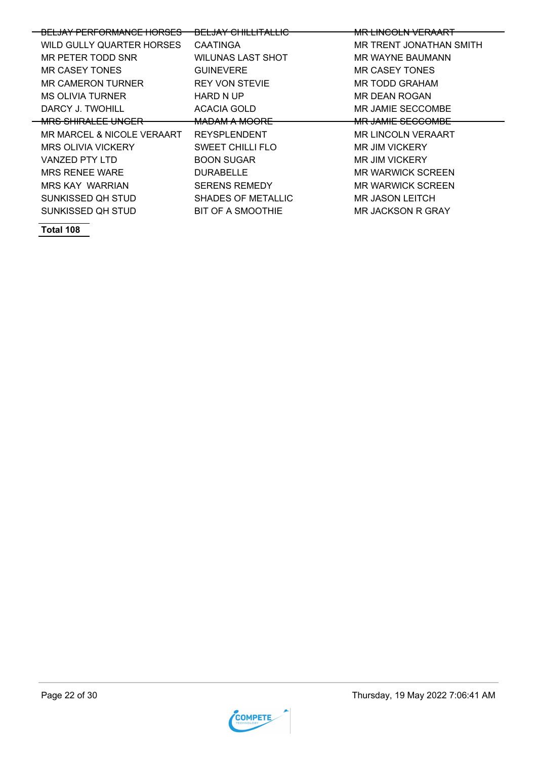| | | |
|---|---|---|
| ~~BELJAY PERFORMANCE HORSES~~ | ~~BELJAY CHILLITALLIC~~ | ~~MR LINCOLN VERAART~~ |
| WILD GULLY QUARTER HORSES | CAATINGA | MR TRENT JONATHAN SMITH |
| MR PETER TODD SNR | WILUNAS LAST SHOT | MR WAYNE BAUMANN |
| MR CASEY TONES | GUINEVERE | MR CASEY TONES |
| MR CAMERON TURNER | REY VON STEVIE | MR TODD GRAHAM |
| MS OLIVIA TURNER | HARD N UP | MR DEAN ROGAN |
| DARCY J. TWOHILL | ACACIA GOLD | MR JAMIE SECCOMBE |
| ~~MRS SHIRALEE UNGER~~ | ~~MADAM A MOORE~~ | ~~MR JAMIE SECCOMBE~~ |
| MR MARCEL & NICOLE VERAART | REYSPLENDENT | MR LINCOLN VERAART |
| MRS OLIVIA VICKERY | SWEET CHILLI FLO | MR JIM VICKERY |
| VANZED PTY LTD | BOON SUGAR | MR JIM VICKERY |
| MRS RENEE WARE | DURABELLE | MR WARWICK SCREEN |
| MRS KAY WARRIAN | SERENS REMEDY | MR WARWICK SCREEN |
| SUNKISSED QH STUD | SHADES OF METALLIC | MR JASON LEITCH |
| SUNKISSED QH STUD | BIT OF A SMOOTHIE | MR JACKSON R GRAY |

**Total 108**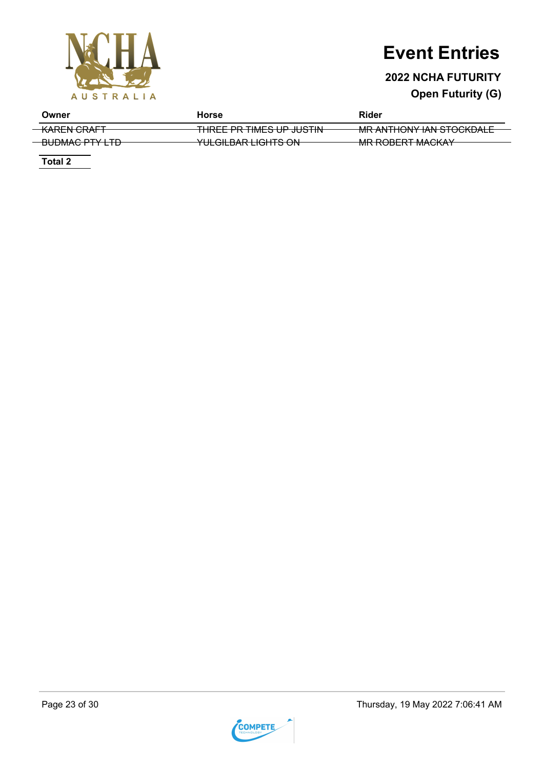# Event Entries

**2022 NCHA FUTURITY**

**Open Futurity (G)**

| Owner | Horse | Rider |
| --- | --- | --- |
| ~~KAREN CRAFT~~ | ~~THREE PR TIMES UP JUSTIN~~ | ~~MR ANTHONY IAN STOCKDALE~~ |
| ~~BUDMAC PTY LTD~~ | ~~YULGILBAR LIGHTS ON~~ | ~~MR ROBERT MACKAY~~ |

**Total 2**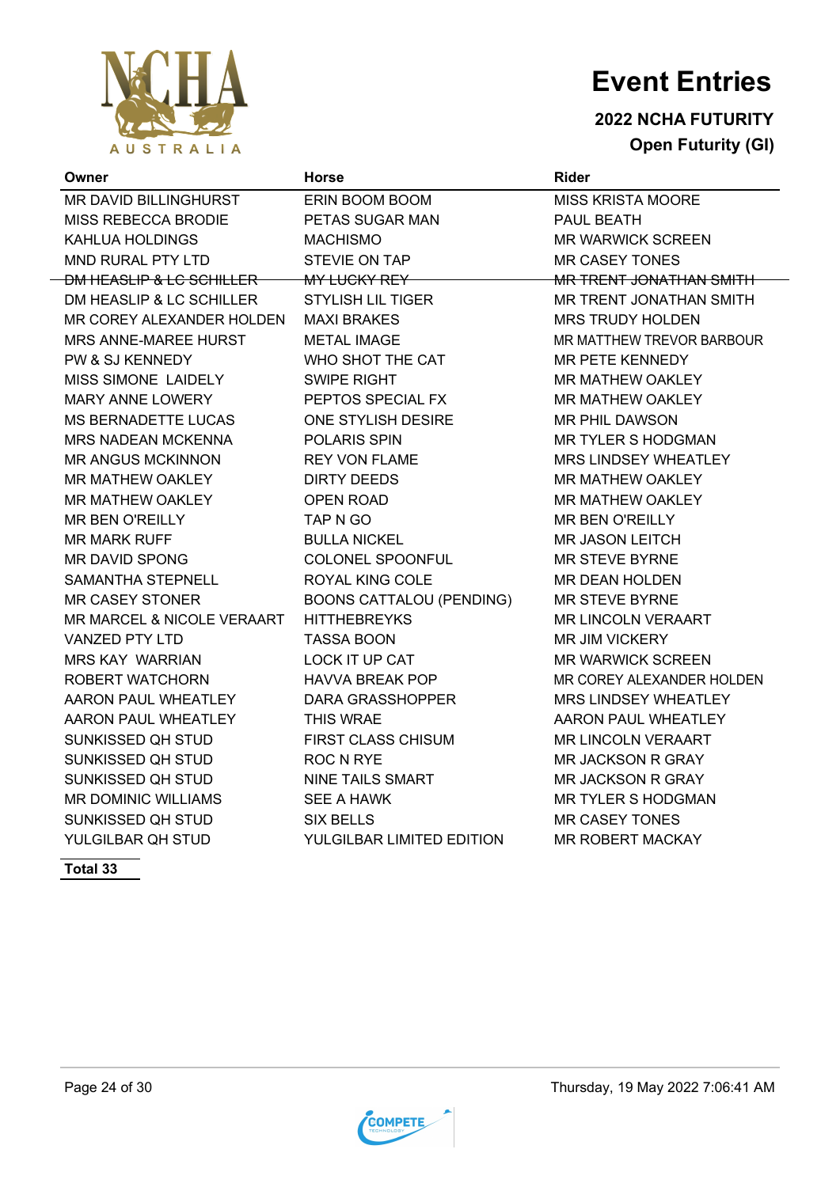# Event Entries

**2022 NCHA FUTURITY**

**Open Futurity (GI)**

| Owner | Horse | Rider |
|---|---|---|
| MR DAVID BILLINGHURST | ERIN BOOM BOOM | MISS KRISTA MOORE |
| MISS REBECCA BRODIE | PETAS SUGAR MAN | PAUL BEATH |
| KAHLUA HOLDINGS | MACHISMO | MR WARWICK SCREEN |
| MND RURAL PTY LTD | STEVIE ON TAP | MR CASEY TONES |
| ~~DM HEASLIP & LC SCHILLER~~ | ~~MY LUCKY REY~~ | ~~MR TRENT JONATHAN SMITH~~ |
| DM HEASLIP & LC SCHILLER | STYLISH LIL TIGER | MR TRENT JONATHAN SMITH |
| MR COREY ALEXANDER HOLDEN | MAXI BRAKES | MRS TRUDY HOLDEN |
| MRS ANNE-MAREE HURST | METAL IMAGE | MR MATTHEW TREVOR BARBOUR |
| PW & SJ KENNEDY | WHO SHOT THE CAT | MR PETE KENNEDY |
| MISS SIMONE LAIDELY | SWIPE RIGHT | MR MATHEW OAKLEY |
| MARY ANNE LOWERY | PEPTOS SPECIAL FX | MR MATHEW OAKLEY |
| MS BERNADETTE LUCAS | ONE STYLISH DESIRE | MR PHIL DAWSON |
| MRS NADEAN MCKENNA | POLARIS SPIN | MR TYLER S HODGMAN |
| MR ANGUS MCKINNON | REY VON FLAME | MRS LINDSEY WHEATLEY |
| MR MATHEW OAKLEY | DIRTY DEEDS | MR MATHEW OAKLEY |
| MR MATHEW OAKLEY | OPEN ROAD | MR MATHEW OAKLEY |
| MR BEN O'REILLY | TAP N GO | MR BEN O'REILLY |
| MR MARK RUFF | BULLA NICKEL | MR JASON LEITCH |
| MR DAVID SPONG | COLONEL SPOONFUL | MR STEVE BYRNE |
| SAMANTHA STEPNELL | ROYAL KING COLE | MR DEAN HOLDEN |
| MR CASEY STONER | BOONS CATTALOU (PENDING) | MR STEVE BYRNE |
| MR MARCEL & NICOLE VERAART | HITTHEBREYKS | MR LINCOLN VERAART |
| VANZED PTY LTD | TASSA BOON | MR JIM VICKERY |
| MRS KAY WARRIAN | LOCK IT UP CAT | MR WARWICK SCREEN |
| ROBERT WATCHORN | HAVVA BREAK POP | MR COREY ALEXANDER HOLDEN |
| AARON PAUL WHEATLEY | DARA GRASSHOPPER | MRS LINDSEY WHEATLEY |
| AARON PAUL WHEATLEY | THIS WRAE | AARON PAUL WHEATLEY |
| SUNKISSED QH STUD | FIRST CLASS CHISUM | MR LINCOLN VERAART |
| SUNKISSED QH STUD | ROC N RYE | MR JACKSON R GRAY |
| SUNKISSED QH STUD | NINE TAILS SMART | MR JACKSON R GRAY |
| MR DOMINIC WILLIAMS | SEE A HAWK | MR TYLER S HODGMAN |
| SUNKISSED QH STUD | SIX BELLS | MR CASEY TONES |
| YULGILBAR QH STUD | YULGILBAR LIMITED EDITION | MR ROBERT MACKAY |

**Total 33**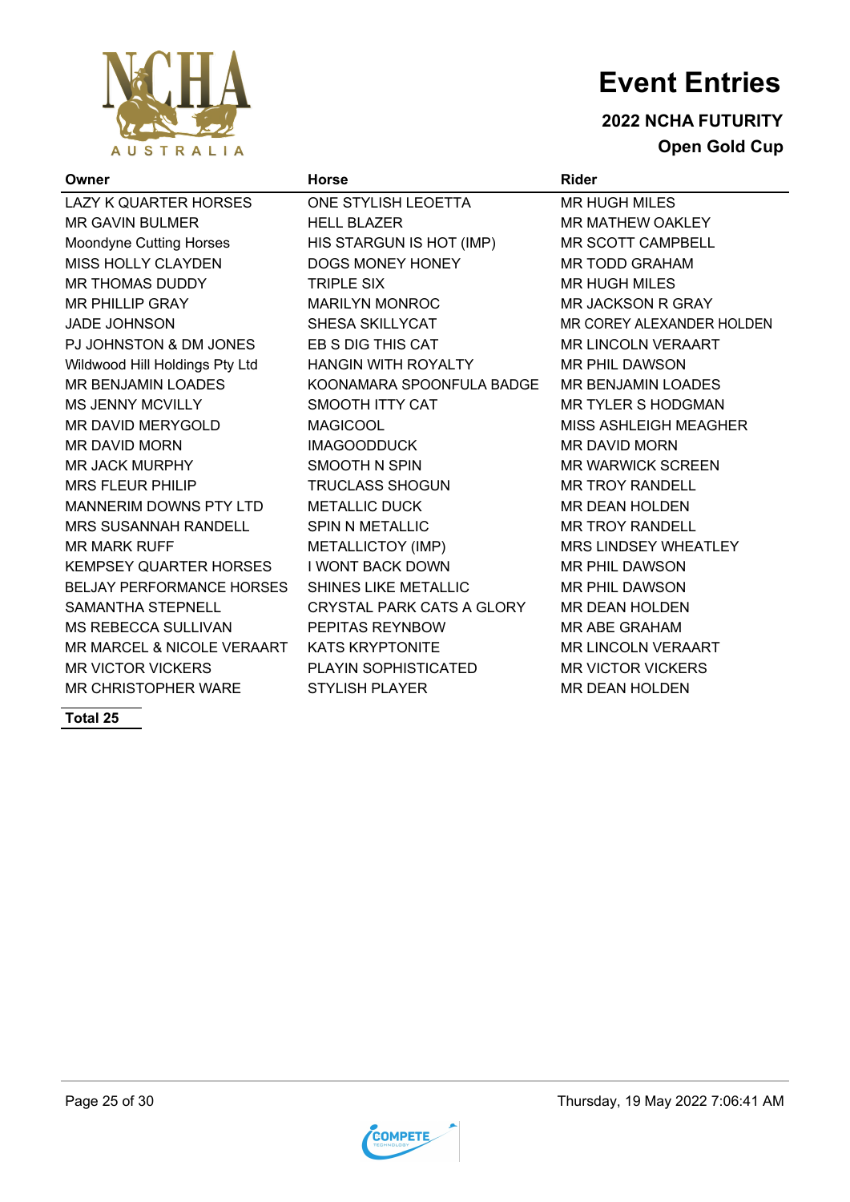# Event Entries

## 2022 NCHA FUTURITY

### Open Gold Cup

| Owner | Horse | Rider |
|---|---|---|
| LAZY K QUARTER HORSES | ONE STYLISH LEOETTA | MR HUGH MILES |
| MR GAVIN BULMER | HELL BLAZER | MR MATHEW OAKLEY |
| Moondyne Cutting Horses | HIS STARGUN IS HOT (IMP) | MR SCOTT CAMPBELL |
| MISS HOLLY CLAYDEN | DOGS MONEY HONEY | MR TODD GRAHAM |
| MR THOMAS DUDDY | TRIPLE SIX | MR HUGH MILES |
| MR PHILLIP GRAY | MARILYN MONROC | MR JACKSON R GRAY |
| JADE JOHNSON | SHESA SKILLYCAT | MR COREY ALEXANDER HOLDEN |
| PJ JOHNSTON & DM JONES | EB S DIG THIS CAT | MR LINCOLN VERAART |
| Wildwood Hill Holdings Pty Ltd | HANGIN WITH ROYALTY | MR PHIL DAWSON |
| MR BENJAMIN LOADES | KOONAMARA SPOONFULA BADGE | MR BENJAMIN LOADES |
| MS JENNY MCVILLY | SMOOTH ITTY CAT | MR TYLER S HODGMAN |
| MR DAVID MERYGOLD | MAGICOOL | MISS ASHLEIGH MEAGHER |
| MR DAVID MORN | IMAGOODDUCK | MR DAVID MORN |
| MR JACK MURPHY | SMOOTH N SPIN | MR WARWICK SCREEN |
| MRS FLEUR PHILIP | TRUCLASS SHOGUN | MR TROY RANDELL |
| MANNERIM DOWNS PTY LTD | METALLIC DUCK | MR DEAN HOLDEN |
| MRS SUSANNAH RANDELL | SPIN N METALLIC | MR TROY RANDELL |
| MR MARK RUFF | METALLICTOY (IMP) | MRS LINDSEY WHEATLEY |
| KEMPSEY QUARTER HORSES | I WONT BACK DOWN | MR PHIL DAWSON |
| BELJAY PERFORMANCE HORSES | SHINES LIKE METALLIC | MR PHIL DAWSON |
| SAMANTHA STEPNELL | CRYSTAL PARK CATS A GLORY | MR DEAN HOLDEN |
| MS REBECCA SULLIVAN | PEPITAS REYNBOW | MR ABE GRAHAM |
| MR MARCEL & NICOLE VERAART | KATS KRYPTONITE | MR LINCOLN VERAART |
| MR VICTOR VICKERS | PLAYIN SOPHISTICATED | MR VICTOR VICKERS |
| MR CHRISTOPHER WARE | STYLISH PLAYER | MR DEAN HOLDEN |

**Total 25**

Thursday, 19 May 2022 7:06:41 AM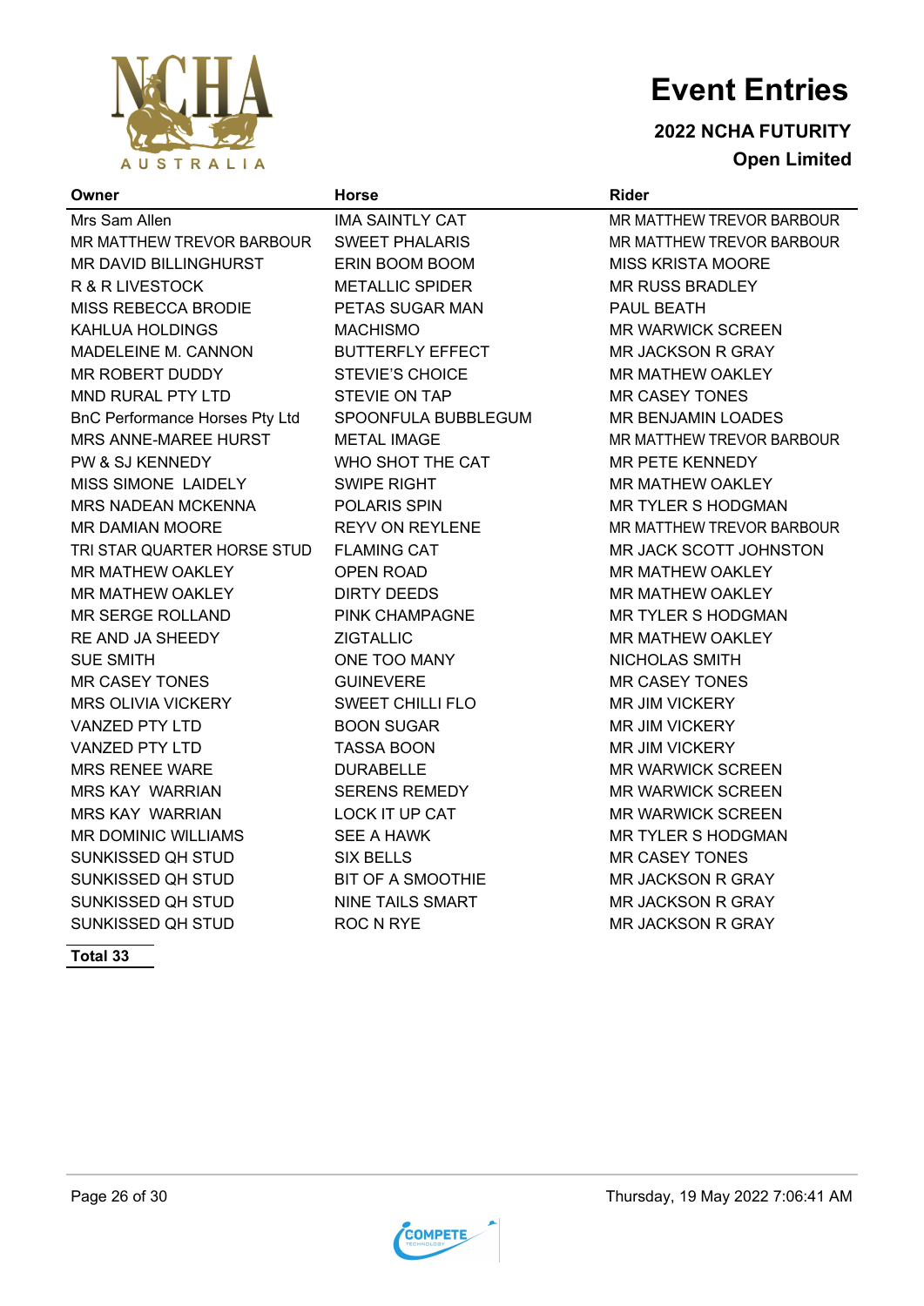# Event Entries

## 2022 NCHA FUTURITY

### Open Limited

| Owner | Horse | Rider |
|---|---|---|
| Mrs Sam Allen | IMA SAINTLY CAT | MR MATTHEW TREVOR BARBOUR |
| MR MATTHEW TREVOR BARBOUR | SWEET PHALARIS | MR MATTHEW TREVOR BARBOUR |
| MR DAVID BILLINGHURST | ERIN BOOM BOOM | MISS KRISTA MOORE |
| R & R LIVESTOCK | METALLIC SPIDER | MR RUSS BRADLEY |
| MISS REBECCA BRODIE | PETAS SUGAR MAN | PAUL BEATH |
| KAHLUA HOLDINGS | MACHISMO | MR WARWICK SCREEN |
| MADELEINE M. CANNON | BUTTERFLY EFFECT | MR JACKSON R GRAY |
| MR ROBERT DUDDY | STEVIE'S CHOICE | MR MATHEW OAKLEY |
| MND RURAL PTY LTD | STEVIE ON TAP | MR CASEY TONES |
| BnC Performance Horses Pty Ltd | SPOONFULA BUBBLEGUM | MR BENJAMIN LOADES |
| MRS ANNE-MAREE HURST | METAL IMAGE | MR MATTHEW TREVOR BARBOUR |
| PW & SJ KENNEDY | WHO SHOT THE CAT | MR PETE KENNEDY |
| MISS SIMONE LAIDELY | SWIPE RIGHT | MR MATHEW OAKLEY |
| MRS NADEAN MCKENNA | POLARIS SPIN | MR TYLER S HODGMAN |
| MR DAMIAN MOORE | REYV ON REYLENE | MR MATTHEW TREVOR BARBOUR |
| TRI STAR QUARTER HORSE STUD | FLAMING CAT | MR JACK SCOTT JOHNSTON |
| MR MATHEW OAKLEY | OPEN ROAD | MR MATHEW OAKLEY |
| MR MATHEW OAKLEY | DIRTY DEEDS | MR MATHEW OAKLEY |
| MR SERGE ROLLAND | PINK CHAMPAGNE | MR TYLER S HODGMAN |
| RE AND JA SHEEDY | ZIGTALLIC | MR MATHEW OAKLEY |
| SUE SMITH | ONE TOO MANY | NICHOLAS SMITH |
| MR CASEY TONES | GUINEVERE | MR CASEY TONES |
| MRS OLIVIA VICKERY | SWEET CHILLI FLO | MR JIM VICKERY |
| VANZED PTY LTD | BOON SUGAR | MR JIM VICKERY |
| VANZED PTY LTD | TASSA BOON | MR JIM VICKERY |
| MRS RENEE WARE | DURABELLE | MR WARWICK SCREEN |
| MRS KAY WARRIAN | SERENS REMEDY | MR WARWICK SCREEN |
| MRS KAY WARRIAN | LOCK IT UP CAT | MR WARWICK SCREEN |
| MR DOMINIC WILLIAMS | SEE A HAWK | MR TYLER S HODGMAN |
| SUNKISSED QH STUD | SIX BELLS | MR CASEY TONES |
| SUNKISSED QH STUD | BIT OF A SMOOTHIE | MR JACKSON R GRAY |
| SUNKISSED QH STUD | NINE TAILS SMART | MR JACKSON R GRAY |
| SUNKISSED QH STUD | ROC N RYE | MR JACKSON R GRAY |

**Total 33**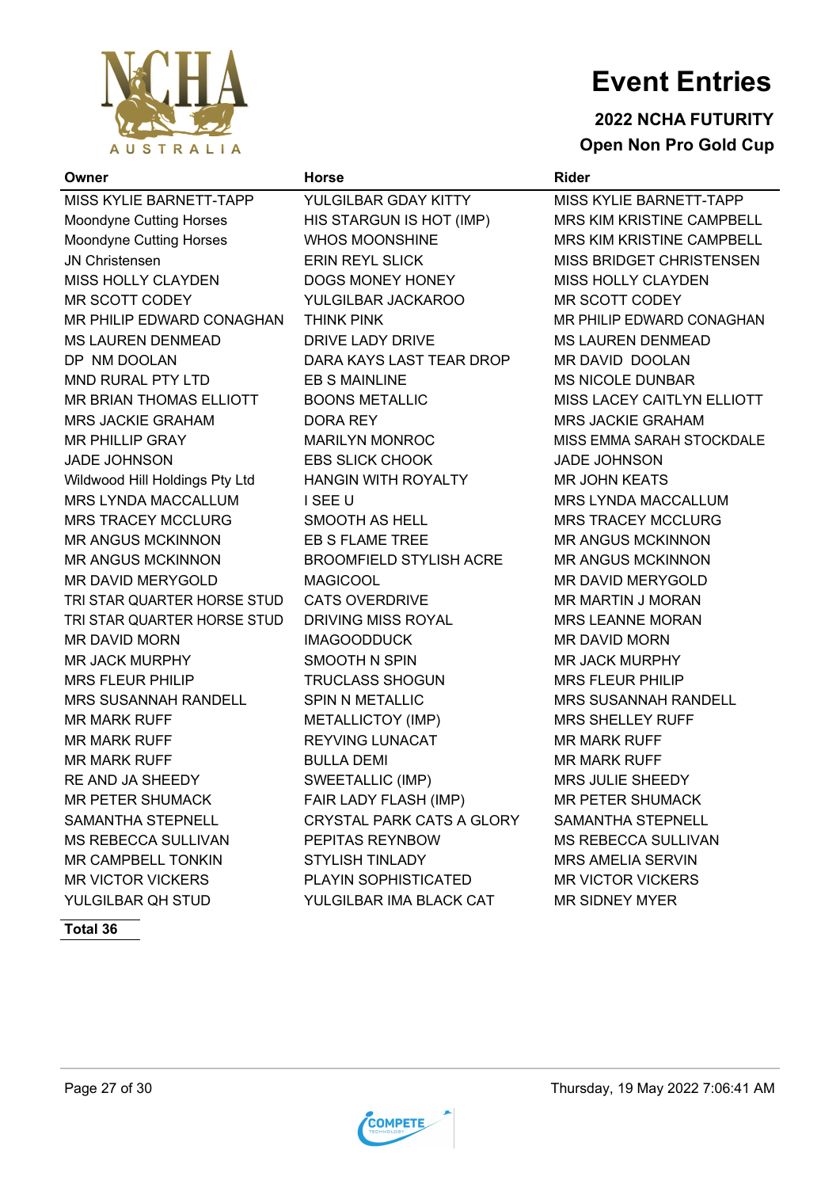# Event Entries

## 2022 NCHA FUTURITY

## Open Non Pro Gold Cup

| Owner | Horse | Rider |
|---|---|---|
| MISS KYLIE BARNETT-TAPP | YULGILBAR GDAY KITTY | MISS KYLIE BARNETT-TAPP |
| Moondyne Cutting Horses | HIS STARGUN IS HOT (IMP) | MRS KIM KRISTINE CAMPBELL |
| Moondyne Cutting Horses | WHOS MOONSHINE | MRS KIM KRISTINE CAMPBELL |
| JN Christensen | ERIN REYL SLICK | MISS BRIDGET CHRISTENSEN |
| MISS HOLLY CLAYDEN | DOGS MONEY HONEY | MISS HOLLY CLAYDEN |
| MR SCOTT CODEY | YULGILBAR JACKAROO | MR SCOTT CODEY |
| MR PHILIP EDWARD CONAGHAN | THINK PINK | MR PHILIP EDWARD CONAGHAN |
| MS LAUREN DENMEAD | DRIVE LADY DRIVE | MS LAUREN DENMEAD |
| DP NM DOOLAN | DARA KAYS LAST TEAR DROP | MR DAVID DOOLAN |
| MND RURAL PTY LTD | EB S MAINLINE | MS NICOLE DUNBAR |
| MR BRIAN THOMAS ELLIOTT | BOONS METALLIC | MISS LACEY CAITLYN ELLIOTT |
| MRS JACKIE GRAHAM | DORA REY | MRS JACKIE GRAHAM |
| MR PHILLIP GRAY | MARILYN MONROC | MISS EMMA SARAH STOCKDALE |
| JADE JOHNSON | EBS SLICK CHOOK | JADE JOHNSON |
| Wildwood Hill Holdings Pty Ltd | HANGIN WITH ROYALTY | MR JOHN KEATS |
| MRS LYNDA MACCALLUM | I SEE U | MRS LYNDA MACCALLUM |
| MRS TRACEY MCCLURG | SMOOTH AS HELL | MRS TRACEY MCCLURG |
| MR ANGUS MCKINNON | EB S FLAME TREE | MR ANGUS MCKINNON |
| MR ANGUS MCKINNON | BROOMFIELD STYLISH ACRE | MR ANGUS MCKINNON |
| MR DAVID MERYGOLD | MAGICOOL | MR DAVID MERYGOLD |
| TRI STAR QUARTER HORSE STUD | CATS OVERDRIVE | MR MARTIN J MORAN |
| TRI STAR QUARTER HORSE STUD | DRIVING MISS ROYAL | MRS LEANNE MORAN |
| MR DAVID MORN | IMAGOODDUCK | MR DAVID MORN |
| MR JACK MURPHY | SMOOTH N SPIN | MR JACK MURPHY |
| MRS FLEUR PHILIP | TRUCLASS SHOGUN | MRS FLEUR PHILIP |
| MRS SUSANNAH RANDELL | SPIN N METALLIC | MRS SUSANNAH RANDELL |
| MR MARK RUFF | METALLICTOY (IMP) | MRS SHELLEY RUFF |
| MR MARK RUFF | REYVING LUNACAT | MR MARK RUFF |
| MR MARK RUFF | BULLA DEMI | MR MARK RUFF |
| RE AND JA SHEEDY | SWEETALLIC (IMP) | MRS JULIE SHEEDY |
| MR PETER SHUMACK | FAIR LADY FLASH (IMP) | MR PETER SHUMACK |
| SAMANTHA STEPNELL | CRYSTAL PARK CATS A GLORY | SAMANTHA STEPNELL |
| MS REBECCA SULLIVAN | PEPITAS REYNBOW | MS REBECCA SULLIVAN |
| MR CAMPBELL TONKIN | STYLISH TINLADY | MRS AMELIA SERVIN |
| MR VICTOR VICKERS | PLAYIN SOPHISTICATED | MR VICTOR VICKERS |
| YULGILBAR QH STUD | YULGILBAR IMA BLACK CAT | MR SIDNEY MYER |

**Total 36**

Thursday, 19 May 2022 7:06:41 AM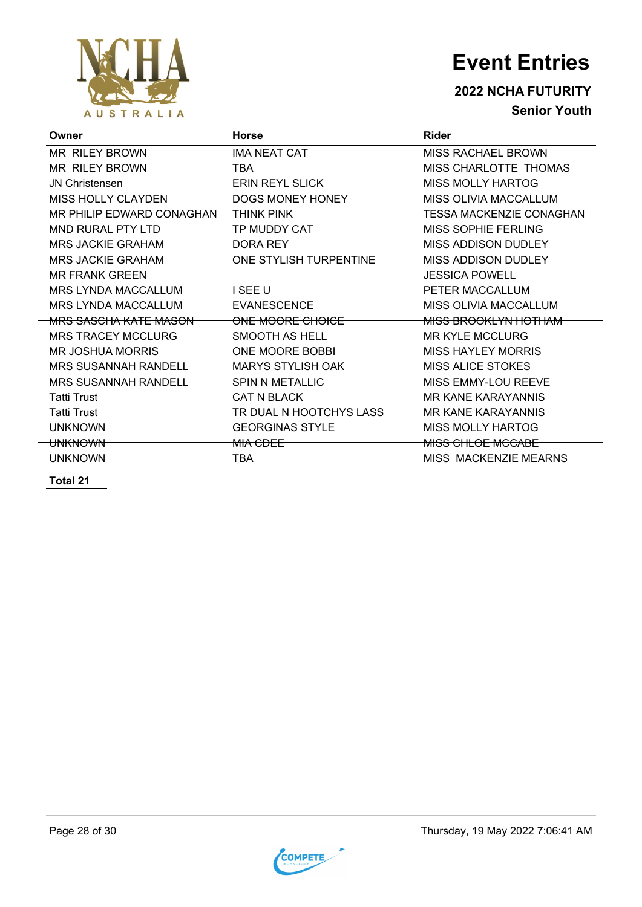# Event Entries

**2022 NCHA FUTURITY**

**Senior Youth**

| Owner | Horse | Rider |
| --- | --- | --- |
| MR RILEY BROWN | IMA NEAT CAT | MISS RACHAEL BROWN |
| MR RILEY BROWN | TBA | MISS CHARLOTTE THOMAS |
| JN Christensen | ERIN REYL SLICK | MISS MOLLY HARTOG |
| MISS HOLLY CLAYDEN | DOGS MONEY HONEY | MISS OLIVIA MACCALLUM |
| MR PHILIP EDWARD CONAGHAN | THINK PINK | TESSA MACKENZIE CONAGHAN |
| MND RURAL PTY LTD | TP MUDDY CAT | MISS SOPHIE FERLING |
| MRS JACKIE GRAHAM | DORA REY | MISS ADDISON DUDLEY |
| MRS JACKIE GRAHAM | ONE STYLISH TURPENTINE | MISS ADDISON DUDLEY |
| MR FRANK GREEN | | JESSICA POWELL |
| MRS LYNDA MACCALLUM | I SEE U | PETER MACCALLUM |
| MRS LYNDA MACCALLUM | EVANESCENCE | MISS OLIVIA MACCALLUM |
| ~~MRS SASCHA KATE MASON~~ | ~~ONE MOORE CHOICE~~ | ~~MISS BROOKLYN HOTHAM~~ |
| MRS TRACEY MCCLURG | SMOOTH AS HELL | MR KYLE MCCLURG |
| MR JOSHUA MORRIS | ONE MOORE BOBBI | MISS HAYLEY MORRIS |
| MRS SUSANNAH RANDELL | MARYS STYLISH OAK | MISS ALICE STOKES |
| MRS SUSANNAH RANDELL | SPIN N METALLIC | MISS EMMY-LOU REEVE |
| Tatti Trust | CAT N BLACK | MR KANE KARAYANNIS |
| Tatti Trust | TR DUAL N HOOTCHYS LASS | MR KANE KARAYANNIS |
| UNKNOWN | GEORGINAS STYLE | MISS MOLLY HARTOG |
| ~~UNKNOWN~~ | ~~MIA CDEE~~ | ~~MISS CHLOE MCCABE~~ |
| UNKNOWN | TBA | MISS MACKENZIE MEARNS |

**Total 21**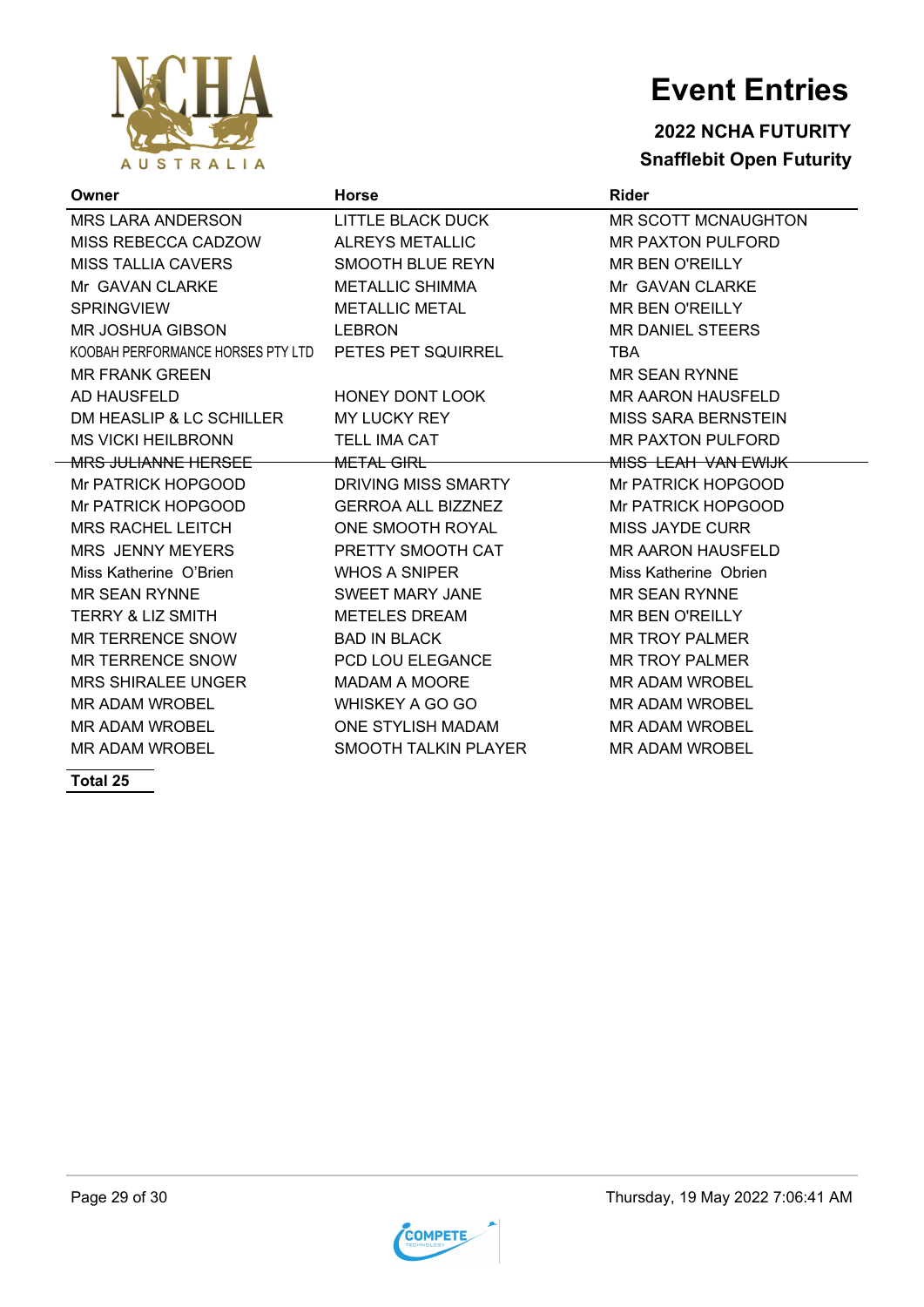# Event Entries

## 2022 NCHA FUTURITY

### Snafflebit Open Futurity

| Owner | Horse | Rider |
|---|---|---|
| MRS LARA ANDERSON | LITTLE BLACK DUCK | MR SCOTT MCNAUGHTON |
| MISS REBECCA CADZOW | ALREYS METALLIC | MR PAXTON PULFORD |
| MISS TALLIA CAVERS | SMOOTH BLUE REYN | MR BEN O'REILLY |
| Mr GAVAN CLARKE | METALLIC SHIMMA | Mr GAVAN CLARKE |
| SPRINGVIEW | METALLIC METAL | MR BEN O'REILLY |
| MR JOSHUA GIBSON | LEBRON | MR DANIEL STEERS |
| KOOBAH PERFORMANCE HORSES PTY LTD | PETES PET SQUIRREL | TBA |
| MR FRANK GREEN | | MR SEAN RYNNE |
| AD HAUSFELD | HONEY DONT LOOK | MR AARON HAUSFELD |
| DM HEASLIP & LC SCHILLER | MY LUCKY REY | MISS SARA BERNSTEIN |
| MS VICKI HEILBRONN | TELL IMA CAT | MR PAXTON PULFORD |
| ~~MRS JULIANNE HERSEE~~ | ~~METAL GIRL~~ | ~~MISS LEAH VAN EWIJK~~ |
| Mr PATRICK HOPGOOD | DRIVING MISS SMARTY | Mr PATRICK HOPGOOD |
| Mr PATRICK HOPGOOD | GERROA ALL BIZZNEZ | Mr PATRICK HOPGOOD |
| MRS RACHEL LEITCH | ONE SMOOTH ROYAL | MISS JAYDE CURR |
| MRS JENNY MEYERS | PRETTY SMOOTH CAT | MR AARON HAUSFELD |
| Miss Katherine O'Brien | WHOS A SNIPER | Miss Katherine Obrien |
| MR SEAN RYNNE | SWEET MARY JANE | MR SEAN RYNNE |
| TERRY & LIZ SMITH | METELES DREAM | MR BEN O'REILLY |
| MR TERRENCE SNOW | BAD IN BLACK | MR TROY PALMER |
| MR TERRENCE SNOW | PCD LOU ELEGANCE | MR TROY PALMER |
| MRS SHIRALEE UNGER | MADAM A MOORE | MR ADAM WROBEL |
| MR ADAM WROBEL | WHISKEY A GO GO | MR ADAM WROBEL |
| MR ADAM WROBEL | ONE STYLISH MADAM | MR ADAM WROBEL |
| MR ADAM WROBEL | SMOOTH TALKIN PLAYER | MR ADAM WROBEL |

**Total 25**

Thursday, 19 May 2022 7:06:41 AM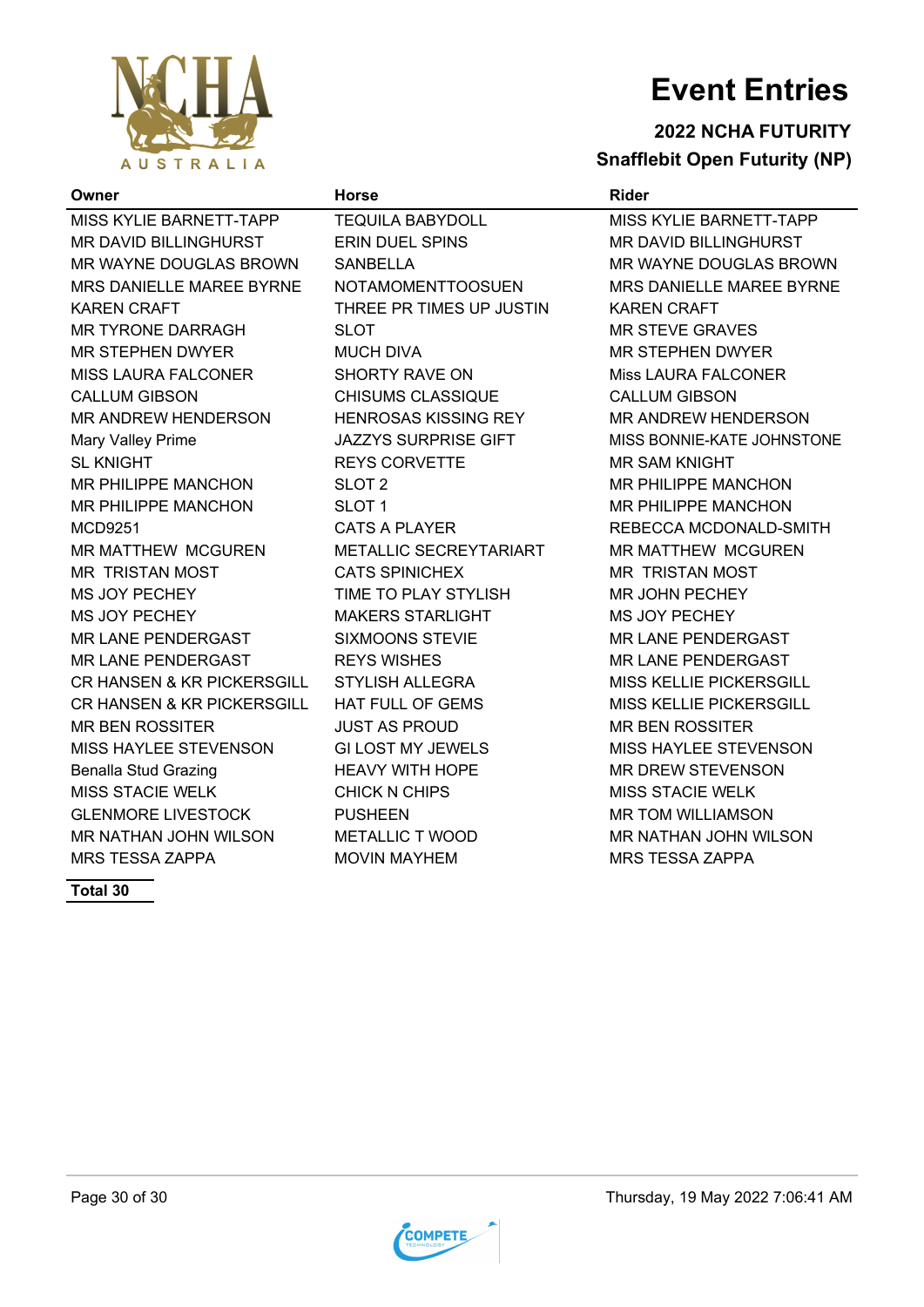# Event Entries

### 2022 NCHA FUTURITY

### Snafflebit Open Futurity (NP)

| Owner | Horse | Rider |
|---|---|---|
| MISS KYLIE BARNETT-TAPP | TEQUILA BABYDOLL | MISS KYLIE BARNETT-TAPP |
| MR DAVID BILLINGHURST | ERIN DUEL SPINS | MR DAVID BILLINGHURST |
| MR WAYNE DOUGLAS BROWN | SANBELLA | MR WAYNE DOUGLAS BROWN |
| MRS DANIELLE MAREE BYRNE | NOTAMOMENTTOOSUEN | MRS DANIELLE MAREE BYRNE |
| KAREN CRAFT | THREE PR TIMES UP JUSTIN | KAREN CRAFT |
| MR TYRONE DARRAGH | SLOT | MR STEVE GRAVES |
| MR STEPHEN DWYER | MUCH DIVA | MR STEPHEN DWYER |
| MISS LAURA FALCONER | SHORTY RAVE ON | Miss LAURA FALCONER |
| CALLUM GIBSON | CHISUMS CLASSIQUE | CALLUM GIBSON |
| MR ANDREW HENDERSON | HENROSAS KISSING REY | MR ANDREW HENDERSON |
| Mary Valley Prime | JAZZYS SURPRISE GIFT | MISS BONNIE-KATE JOHNSTONE |
| SL KNIGHT | REYS CORVETTE | MR SAM KNIGHT |
| MR PHILIPPE MANCHON | SLOT 2 | MR PHILIPPE MANCHON |
| MR PHILIPPE MANCHON | SLOT 1 | MR PHILIPPE MANCHON |
| MCD9251 | CATS A PLAYER | REBECCA MCDONALD-SMITH |
| MR MATTHEW MCGUREN | METALLIC SECREYTARIART | MR MATTHEW MCGUREN |
| MR TRISTAN MOST | CATS SPINICHEX | MR TRISTAN MOST |
| MS JOY PECHEY | TIME TO PLAY STYLISH | MR JOHN PECHEY |
| MS JOY PECHEY | MAKERS STARLIGHT | MS JOY PECHEY |
| MR LANE PENDERGAST | SIXMOONS STEVIE | MR LANE PENDERGAST |
| MR LANE PENDERGAST | REYS WISHES | MR LANE PENDERGAST |
| CR HANSEN & KR PICKERSGILL | STYLISH ALLEGRA | MISS KELLIE PICKERSGILL |
| CR HANSEN & KR PICKERSGILL | HAT FULL OF GEMS | MISS KELLIE PICKERSGILL |
| MR BEN ROSSITER | JUST AS PROUD | MR BEN ROSSITER |
| MISS HAYLEE STEVENSON | GI LOST MY JEWELS | MISS HAYLEE STEVENSON |
| Benalla Stud Grazing | HEAVY WITH HOPE | MR DREW STEVENSON |
| MISS STACIE WELK | CHICK N CHIPS | MISS STACIE WELK |
| GLENMORE LIVESTOCK | PUSHEEN | MR TOM WILLIAMSON |
| MR NATHAN JOHN WILSON | METALLIC T WOOD | MR NATHAN JOHN WILSON |
| MRS TESSA ZAPPA | MOVIN MAYHEM | MRS TESSA ZAPPA |

**Total 30**

Thursday, 19 May 2022 7:06:41 AM